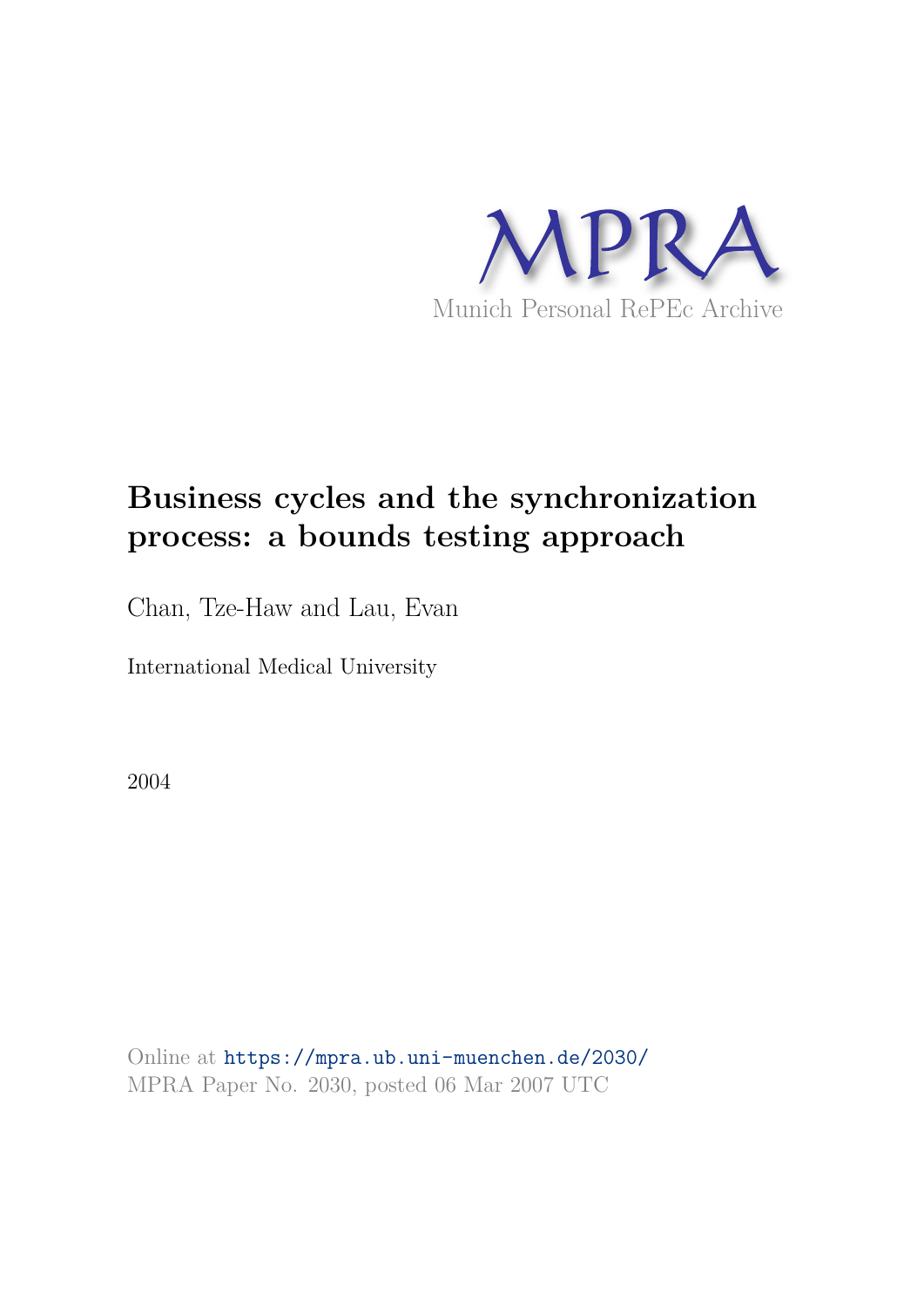MPRA

Munich Personal RePEc Archive

# Business cycles and the synchronization process: a bounds testing approach

Chan, Tze-Haw and Lau, Evan

International Medical University

2004

Online at https://mpra.ub.uni-muenchen.de/2030/
MPRA Paper No. 2030, posted 06 Mar 2007 UTC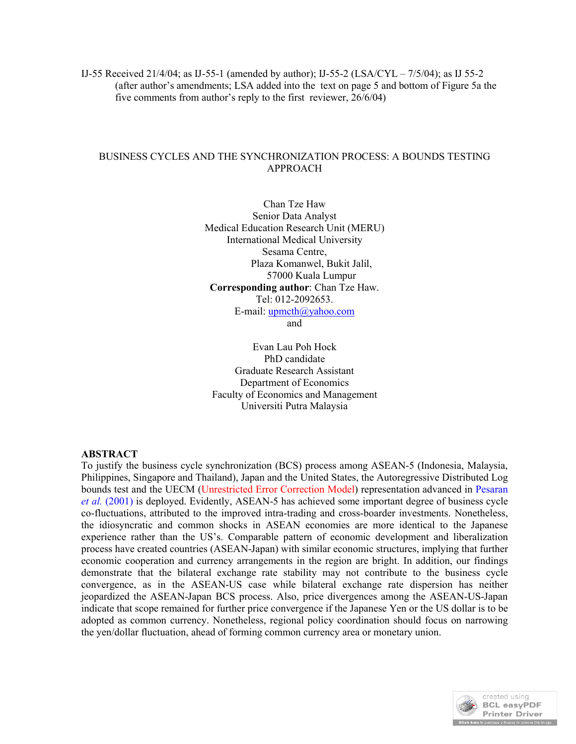IJ-55 Received 21/4/04; as IJ-55-1 (amended by author); IJ-55-2 (LSA/CYL – 7/5/04); as IJ 55-2 (after author's amendments; LSA added into the text on page 5 and bottom of Figure 5a the five comments from author's reply to the first reviewer, 26/6/04)

# BUSINESS CYCLES AND THE SYNCHRONIZATION PROCESS: A BOUNDS TESTING APPROACH

Chan Tze Haw
Senior Data Analyst
Medical Education Research Unit (MERU)
International Medical University
Sesama Centre,
Plaza Komanwel, Bukit Jalil,
57000 Kuala Lumpur
**Corresponding author**: Chan Tze Haw.
Tel: 012-2092653.
E-mail: upmcth@yahoo.com
and

Evan Lau Poh Hock
PhD candidate
Graduate Research Assistant
Department of Economics
Faculty of Economics and Management
Universiti Putra Malaysia

## ABSTRACT

To justify the business cycle synchronization (BCS) process among ASEAN-5 (Indonesia, Malaysia, Philippines, Singapore and Thailand), Japan and the United States, the Autoregressive Distributed Log bounds test and the UECM (Unrestricted Error Correction Model) representation advanced in Pesaran *et al.* (2001) is deployed. Evidently, ASEAN-5 has achieved some important degree of business cycle co-fluctuations, attributed to the improved intra-trading and cross-boarder investments. Nonetheless, the idiosyncratic and common shocks in ASEAN economies are more identical to the Japanese experience rather than the US's. Comparable pattern of economic development and liberalization process have created countries (ASEAN-Japan) with similar economic structures, implying that further economic cooperation and currency arrangements in the region are bright. In addition, our findings demonstrate that the bilateral exchange rate stability may not contribute to the business cycle convergence, as in the ASEAN-US case while bilateral exchange rate dispersion has neither jeopardized the ASEAN-Japan BCS process. Also, price divergences among the ASEAN-US-Japan indicate that scope remained for further price convergence if the Japanese Yen or the US dollar is to be adopted as common currency. Nonetheless, regional policy coordination should focus on narrowing the yen/dollar fluctuation, ahead of forming common currency area or monetary union.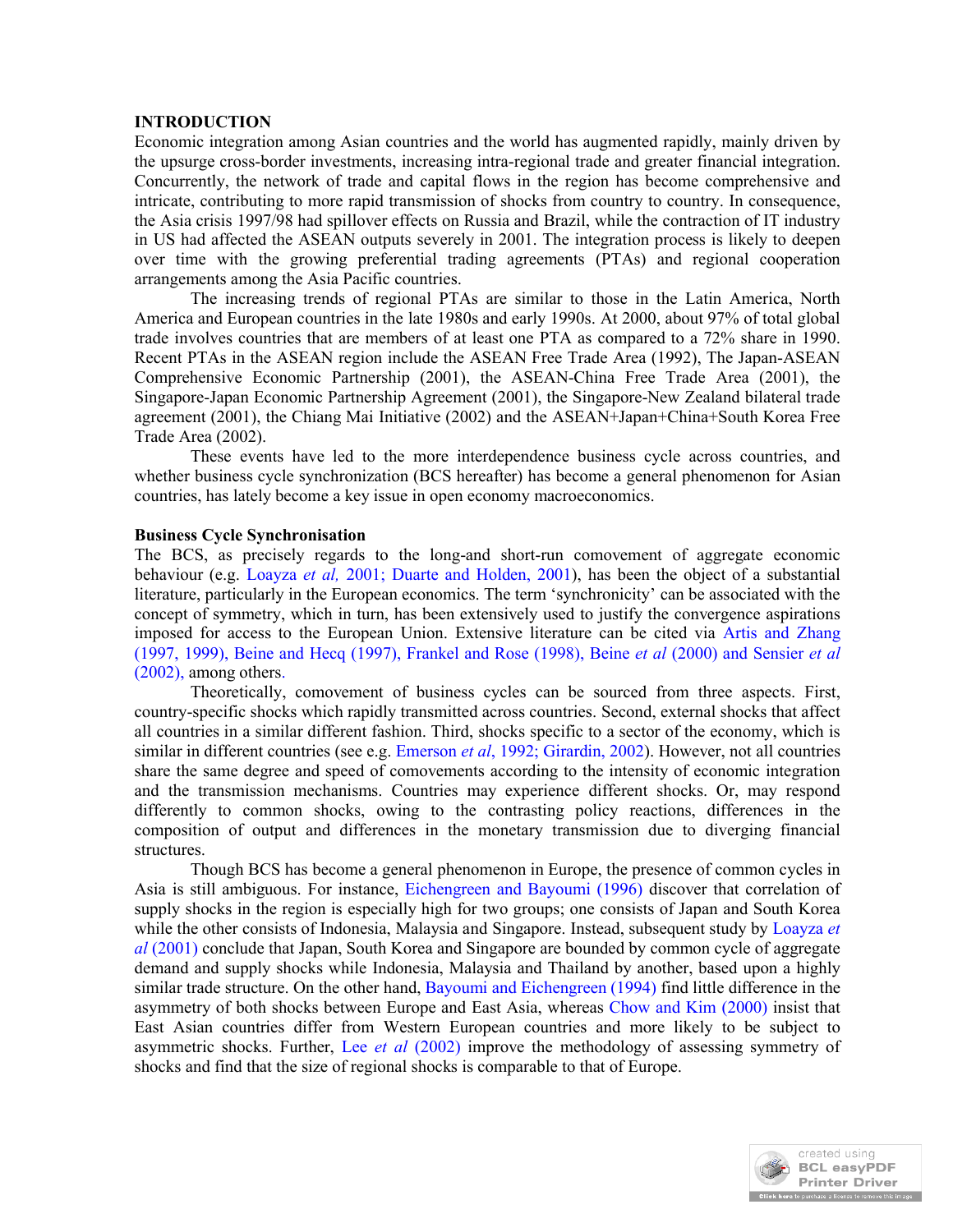## INTRODUCTION

Economic integration among Asian countries and the world has augmented rapidly, mainly driven by the upsurge cross-border investments, increasing intra-regional trade and greater financial integration. Concurrently, the network of trade and capital flows in the region has become comprehensive and intricate, contributing to more rapid transmission of shocks from country to country. In consequence, the Asia crisis 1997/98 had spillover effects on Russia and Brazil, while the contraction of IT industry in US had affected the ASEAN outputs severely in 2001. The integration process is likely to deepen over time with the growing preferential trading agreements (PTAs) and regional cooperation arrangements among the Asia Pacific countries.

The increasing trends of regional PTAs are similar to those in the Latin America, North America and European countries in the late 1980s and early 1990s. At 2000, about 97% of total global trade involves countries that are members of at least one PTA as compared to a 72% share in 1990. Recent PTAs in the ASEAN region include the ASEAN Free Trade Area (1992), The Japan-ASEAN Comprehensive Economic Partnership (2001), the ASEAN-China Free Trade Area (2001), the Singapore-Japan Economic Partnership Agreement (2001), the Singapore-New Zealand bilateral trade agreement (2001), the Chiang Mai Initiative (2002) and the ASEAN+Japan+China+South Korea Free Trade Area (2002).

These events have led to the more interdependence business cycle across countries, and whether business cycle synchronization (BCS hereafter) has become a general phenomenon for Asian countries, has lately become a key issue in open economy macroeconomics.

### Business Cycle Synchronisation

The BCS, as precisely regards to the long-and short-run comovement of aggregate economic behaviour (e.g. Loayza *et al,* 2001; Duarte and Holden, 2001), has been the object of a substantial literature, particularly in the European economics. The term 'synchronicity' can be associated with the concept of symmetry, which in turn, has been extensively used to justify the convergence aspirations imposed for access to the European Union. Extensive literature can be cited via Artis and Zhang (1997, 1999), Beine and Hecq (1997), Frankel and Rose (1998), Beine *et al* (2000) and Sensier *et al* (2002), among others.

Theoretically, comovement of business cycles can be sourced from three aspects. First, country-specific shocks which rapidly transmitted across countries. Second, external shocks that affect all countries in a similar different fashion. Third, shocks specific to a sector of the economy, which is similar in different countries (see e.g. Emerson *et al*, 1992; Girardin, 2002). However, not all countries share the same degree and speed of comovements according to the intensity of economic integration and the transmission mechanisms. Countries may experience different shocks. Or, may respond differently to common shocks, owing to the contrasting policy reactions, differences in the composition of output and differences in the monetary transmission due to diverging financial structures.

Though BCS has become a general phenomenon in Europe, the presence of common cycles in Asia is still ambiguous. For instance, Eichengreen and Bayoumi (1996) discover that correlation of supply shocks in the region is especially high for two groups; one consists of Japan and South Korea while the other consists of Indonesia, Malaysia and Singapore. Instead, subsequent study by Loayza *et al* (2001) conclude that Japan, South Korea and Singapore are bounded by common cycle of aggregate demand and supply shocks while Indonesia, Malaysia and Thailand by another, based upon a highly similar trade structure. On the other hand, Bayoumi and Eichengreen (1994) find little difference in the asymmetry of both shocks between Europe and East Asia, whereas Chow and Kim (2000) insist that East Asian countries differ from Western European countries and more likely to be subject to asymmetric shocks. Further, Lee *et al* (2002) improve the methodology of assessing symmetry of shocks and find that the size of regional shocks is comparable to that of Europe.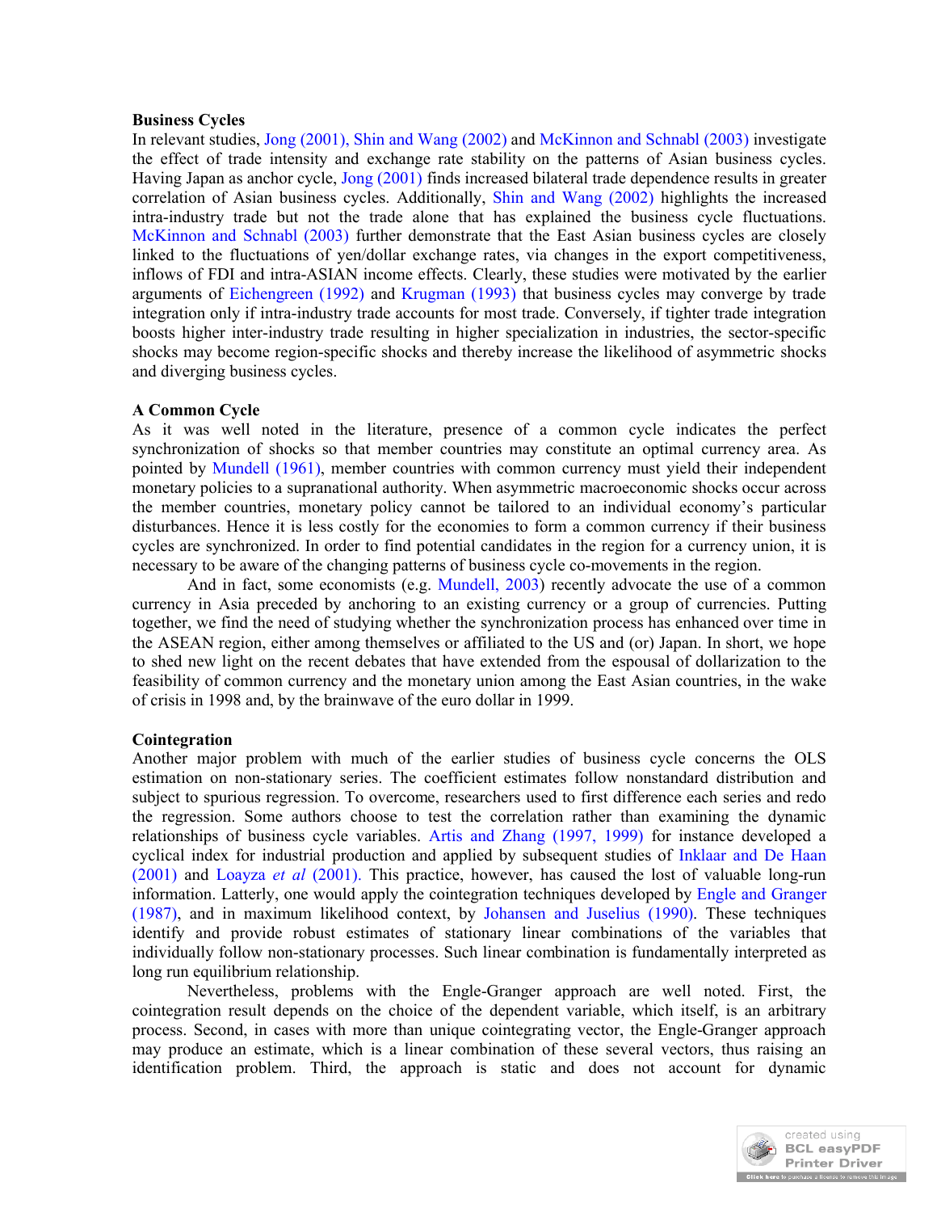**Business Cycles**

In relevant studies, Jong (2001), Shin and Wang (2002) and McKinnon and Schnabl (2003) investigate the effect of trade intensity and exchange rate stability on the patterns of Asian business cycles. Having Japan as anchor cycle, Jong (2001) finds increased bilateral trade dependence results in greater correlation of Asian business cycles. Additionally, Shin and Wang (2002) highlights the increased intra-industry trade but not the trade alone that has explained the business cycle fluctuations. McKinnon and Schnabl (2003) further demonstrate that the East Asian business cycles are closely linked to the fluctuations of yen/dollar exchange rates, via changes in the export competitiveness, inflows of FDI and intra-ASIAN income effects. Clearly, these studies were motivated by the earlier arguments of Eichengreen (1992) and Krugman (1993) that business cycles may converge by trade integration only if intra-industry trade accounts for most trade. Conversely, if tighter trade integration boosts higher inter-industry trade resulting in higher specialization in industries, the sector-specific shocks may become region-specific shocks and thereby increase the likelihood of asymmetric shocks and diverging business cycles.

**A Common Cycle**

As it was well noted in the literature, presence of a common cycle indicates the perfect synchronization of shocks so that member countries may constitute an optimal currency area. As pointed by Mundell (1961), member countries with common currency must yield their independent monetary policies to a supranational authority. When asymmetric macroeconomic shocks occur across the member countries, monetary policy cannot be tailored to an individual economy's particular disturbances. Hence it is less costly for the economies to form a common currency if their business cycles are synchronized. In order to find potential candidates in the region for a currency union, it is necessary to be aware of the changing patterns of business cycle co-movements in the region.

And in fact, some economists (e.g. Mundell, 2003) recently advocate the use of a common currency in Asia preceded by anchoring to an existing currency or a group of currencies. Putting together, we find the need of studying whether the synchronization process has enhanced over time in the ASEAN region, either among themselves or affiliated to the US and (or) Japan. In short, we hope to shed new light on the recent debates that have extended from the espousal of dollarization to the feasibility of common currency and the monetary union among the East Asian countries, in the wake of crisis in 1998 and, by the brainwave of the euro dollar in 1999.

**Cointegration**

Another major problem with much of the earlier studies of business cycle concerns the OLS estimation on non-stationary series. The coefficient estimates follow nonstandard distribution and subject to spurious regression. To overcome, researchers used to first difference each series and redo the regression. Some authors choose to test the correlation rather than examining the dynamic relationships of business cycle variables. Artis and Zhang (1997, 1999) for instance developed a cyclical index for industrial production and applied by subsequent studies of Inklaar and De Haan (2001) and Loayza *et al* (2001). This practice, however, has caused the lost of valuable long-run information. Latterly, one would apply the cointegration techniques developed by Engle and Granger (1987), and in maximum likelihood context, by Johansen and Juselius (1990). These techniques identify and provide robust estimates of stationary linear combinations of the variables that individually follow non-stationary processes. Such linear combination is fundamentally interpreted as long run equilibrium relationship.

Nevertheless, problems with the Engle-Granger approach are well noted. First, the cointegration result depends on the choice of the dependent variable, which itself, is an arbitrary process. Second, in cases with more than unique cointegrating vector, the Engle-Granger approach may produce an estimate, which is a linear combination of these several vectors, thus raising an identification problem. Third, the approach is static and does not account for dynamic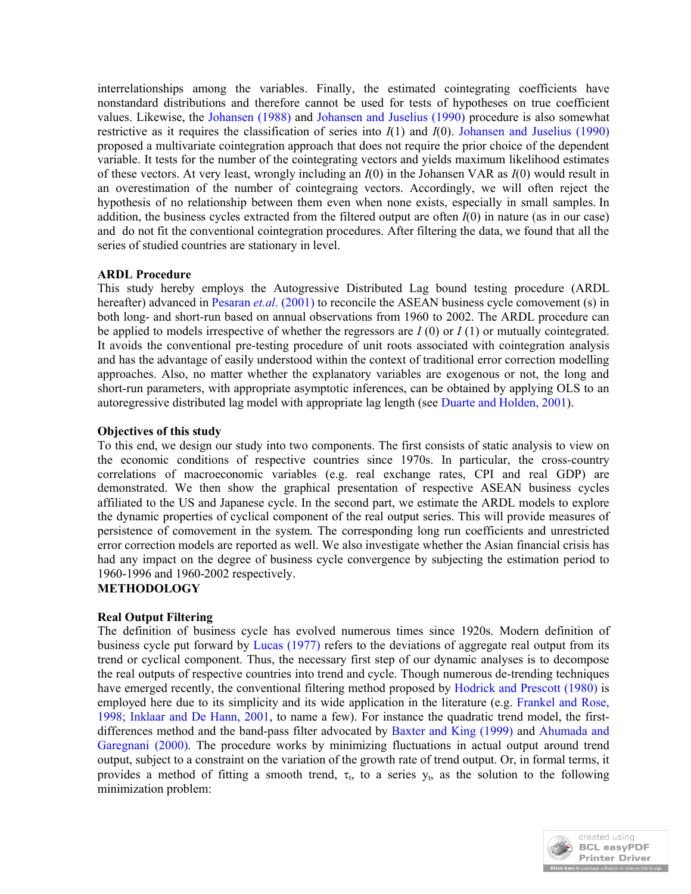interrelationships among the variables. Finally, the estimated cointegrating coefficients have nonstandard distributions and therefore cannot be used for tests of hypotheses on true coefficient values. Likewise, the Johansen (1988) and Johansen and Juselius (1990) procedure is also somewhat restrictive as it requires the classification of series into $I(1)$ and $I(0)$. Johansen and Juselius (1990) proposed a multivariate cointegration approach that does not require the prior choice of the dependent variable. It tests for the number of the cointegrating vectors and yields maximum likelihood estimates of these vectors. At very least, wrongly including an $I(0)$ in the Johansen VAR as $I(0)$ would result in an overestimation of the number of cointegraing vectors. Accordingly, we will often reject the hypothesis of no relationship between them even when none exists, especially in small samples. In addition, the business cycles extracted from the filtered output are often $I(0)$ in nature (as in our case) and do not fit the conventional cointegration procedures. After filtering the data, we found that all the series of studied countries are stationary in level.

**ARDL Procedure**

This study hereby employs the Autogressive Distributed Lag bound testing procedure (ARDL hereafter) advanced in Pesaran *et.al*. (2001) to reconcile the ASEAN business cycle comovement (s) in both long- and short-run based on annual observations from 1960 to 2002. The ARDL procedure can be applied to models irrespective of whether the regressors are $I$ (0) or $I$ (1) or mutually cointegrated. It avoids the conventional pre-testing procedure of unit roots associated with cointegration analysis and has the advantage of easily understood within the context of traditional error correction modelling approaches. Also, no matter whether the explanatory variables are exogenous or not, the long and short-run parameters, with appropriate asymptotic inferences, can be obtained by applying OLS to an autoregressive distributed lag model with appropriate lag length (see Duarte and Holden, 2001).

**Objectives of this study**

To this end, we design our study into two components. The first consists of static analysis to view on the economic conditions of respective countries since 1970s. In particular, the cross-country correlations of macroeconomic variables (e.g. real exchange rates, CPI and real GDP) are demonstrated. We then show the graphical presentation of respective ASEAN business cycles affiliated to the US and Japanese cycle. In the second part, we estimate the ARDL models to explore the dynamic properties of cyclical component of the real output series. This will provide measures of persistence of comovement in the system. The corresponding long run coefficients and unrestricted error correction models are reported as well. We also investigate whether the Asian financial crisis has had any impact on the degree of business cycle convergence by subjecting the estimation period to 1960-1996 and 1960-2002 respectively.

## METHODOLOGY

**Real Output Filtering**

The definition of business cycle has evolved numerous times since 1920s. Modern definition of business cycle put forward by Lucas (1977) refers to the deviations of aggregate real output from its trend or cyclical component. Thus, the necessary first step of our dynamic analyses is to decompose the real outputs of respective countries into trend and cycle. Though numerous de-trending techniques have emerged recently, the conventional filtering method proposed by Hodrick and Prescott (1980) is employed here due to its simplicity and its wide application in the literature (e.g. Frankel and Rose, 1998; Inklaar and De Hann, 2001, to name a few). For instance the quadratic trend model, the first-differences method and the band-pass filter advocated by Baxter and King (1999) and Ahumada and Garegnani (2000). The procedure works by minimizing fluctuations in actual output around trend output, subject to a constraint on the variation of the growth rate of trend output. Or, in formal terms, it provides a method of fitting a smooth trend, $\tau_t$, to a series $y_t$, as the solution to the following minimization problem: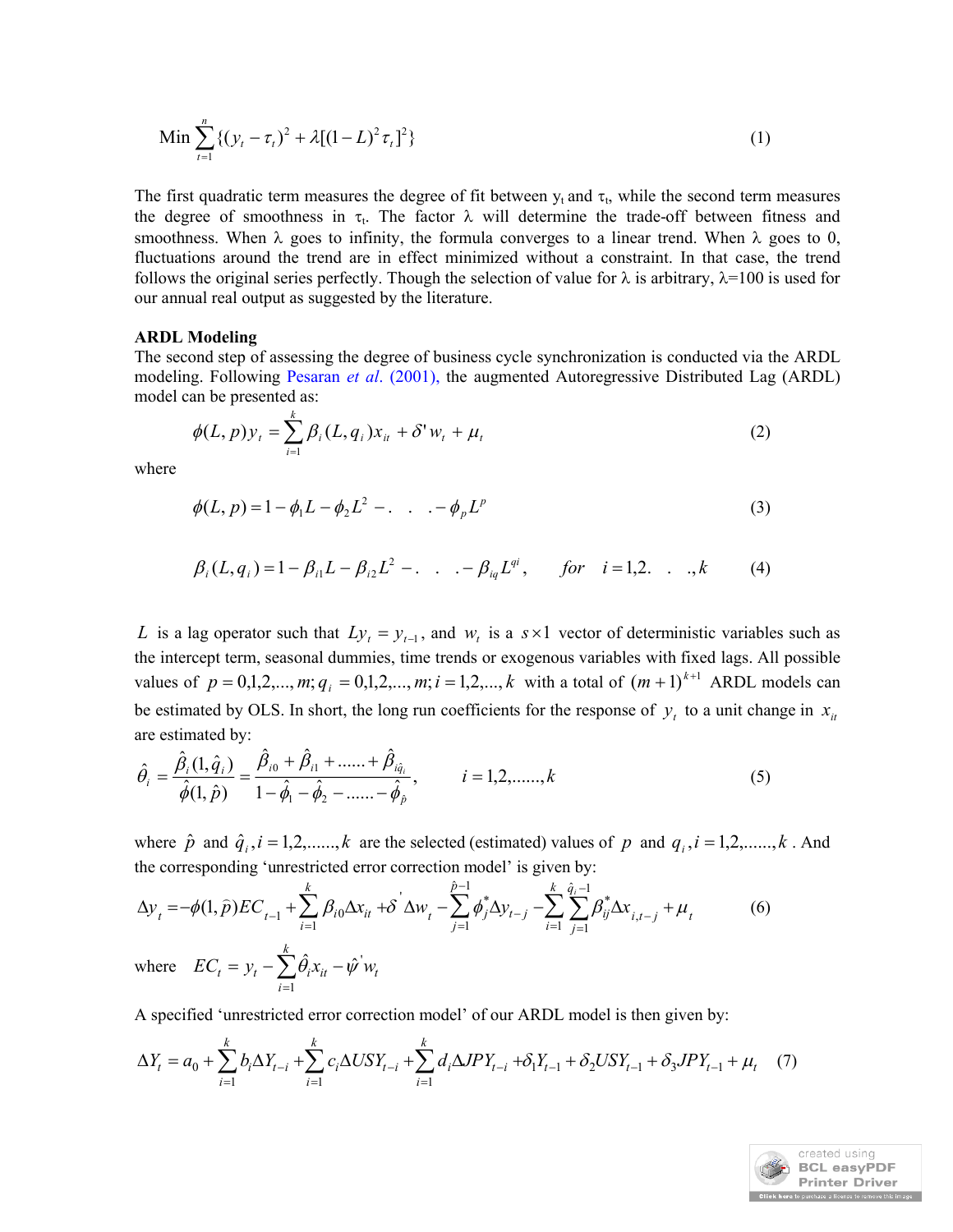$$\text{Min} \sum_{t=1}^{n} \{(y_t - \tau_t)^2 + \lambda[(1-L)^2 \tau_t]^2\} \tag{1}$$

The first quadratic term measures the degree of fit between $y_t$ and $\tau_t$, while the second term measures the degree of smoothness in $\tau_t$. The factor $\lambda$ will determine the trade-off between fitness and smoothness. When $\lambda$ goes to infinity, the formula converges to a linear trend. When $\lambda$ goes to 0, fluctuations around the trend are in effect minimized without a constraint. In that case, the trend follows the original series perfectly. Though the selection of value for $\lambda$ is arbitrary, $\lambda$=100 is used for our annual real output as suggested by the literature.

**ARDL Modeling**

The second step of assessing the degree of business cycle synchronization is conducted via the ARDL modeling. Following Pesaran *et al*. (2001), the augmented Autoregressive Distributed Lag (ARDL) model can be presented as:

$$\phi(L,p)y_t = \sum_{i=1}^{k} \beta_i(L,q_i)x_{it} + \delta' w_t + \mu_t \tag{2}$$

where

$$\phi(L,p) = 1 - \phi_1 L - \phi_2 L^2 - . \quad . \quad . - \phi_p L^p \tag{3}$$

$$\beta_i(L,q_i) = 1 - \beta_{i1} L - \beta_{i2} L^2 - . \quad . \quad . - \beta_{iq} L^{qi}, \qquad for \quad i = 1,2. \quad . \quad ., k \tag{4}$$

$L$ is a lag operator such that $Ly_t = y_{t-1}$, and $w_t$ is a $s \times 1$ vector of deterministic variables such as the intercept term, seasonal dummies, time trends or exogenous variables with fixed lags. All possible values of $p = 0,1,2,...,m; q_i = 0,1,2,...,m; i = 1,2,...,k$ with a total of $(m+1)^{k+1}$ ARDL models can be estimated by OLS. In short, the long run coefficients for the response of $y_t$ to a unit change in $x_{it}$ are estimated by:

$$\hat{\theta}_i = \frac{\hat{\beta}_i(1,\hat{q}_i)}{\hat{\phi}(1,\hat{p})} = \frac{\hat{\beta}_{i0} + \hat{\beta}_{i1} + ...... + \hat{\beta}_{i\hat{q}_i}}{1 - \hat{\phi}_1 - \hat{\phi}_2 - ...... - \hat{\phi}_{\hat{p}}}, \qquad i = 1,2,......,k \tag{5}$$

where $\hat{p}$ and $\hat{q}_i, i = 1,2,......,k$ are the selected (estimated) values of $p$ and $q_i, i = 1,2,......,k$ . And the corresponding 'unrestricted error correction model' is given by:

$$\Delta y_t = -\phi(1,\hat{p})EC_{t-1} + \sum_{i=1}^{k} \beta_{i0}\Delta x_{it} + \delta' \Delta w_t - \sum_{j=1}^{\hat{p}-1} \phi_j^* \Delta y_{t-j} - \sum_{i=1}^{k} \sum_{j=1}^{\hat{q}_i - 1} \beta_{ij}^* \Delta x_{i,t-j} + \mu_t \tag{6}$$

where $\quad EC_t = y_t - \sum_{i=1}^{k} \hat{\theta}_i x_{it} - \hat{\psi}' w_t$

A specified 'unrestricted error correction model' of our ARDL model is then given by:

$$\Delta Y_t = a_0 + \sum_{i=1}^{k} b_i \Delta Y_{t-i} + \sum_{i=1}^{k} c_i \Delta USY_{t-i} + \sum_{i=1}^{k} d_i \Delta JPY_{t-i} + \delta_1 Y_{t-1} + \delta_2 USY_{t-1} + \delta_3 JPY_{t-1} + \mu_t \tag{7}$$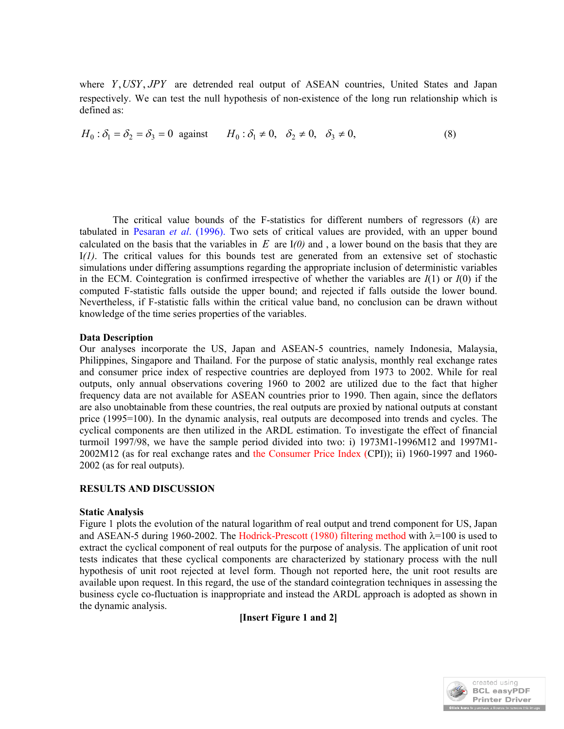where $Y, USY, JPY$ are detrended real output of ASEAN countries, United States and Japan respectively. We can test the null hypothesis of non-existence of the long run relationship which is defined as:

$$H_0 : \delta_1 = \delta_2 = \delta_3 = 0 \text{ against } \quad H_0 : \delta_1 \neq 0, \quad \delta_2 \neq 0, \quad \delta_3 \neq 0, \tag{8}$$

The critical value bounds of the F-statistics for different numbers of regressors (*k*) are tabulated in Pesaran *et al*. (1996). Two sets of critical values are provided, with an upper bound calculated on the basis that the variables in $E$ are I*(0)* and , a lower bound on the basis that they are I*(1)*. The critical values for this bounds test are generated from an extensive set of stochastic simulations under differing assumptions regarding the appropriate inclusion of deterministic variables in the ECM. Cointegration is confirmed irrespective of whether the variables are $I(1)$ or $I(0)$ if the computed F-statistic falls outside the upper bound; and rejected if falls outside the lower bound. Nevertheless, if F-statistic falls within the critical value band, no conclusion can be drawn without knowledge of the time series properties of the variables.

**Data Description**

Our analyses incorporate the US, Japan and ASEAN-5 countries, namely Indonesia, Malaysia, Philippines, Singapore and Thailand. For the purpose of static analysis, monthly real exchange rates and consumer price index of respective countries are deployed from 1973 to 2002. While for real outputs, only annual observations covering 1960 to 2002 are utilized due to the fact that higher frequency data are not available for ASEAN countries prior to 1990. Then again, since the deflators are also unobtainable from these countries, the real outputs are proxied by national outputs at constant price (1995=100). In the dynamic analysis, real outputs are decomposed into trends and cycles. The cyclical components are then utilized in the ARDL estimation. To investigate the effect of financial turmoil 1997/98, we have the sample period divided into two: i) 1973M1-1996M12 and 1997M1-2002M12 (as for real exchange rates and the Consumer Price Index (CPI)); ii) 1960-1997 and 1960-2002 (as for real outputs).

**RESULTS AND DISCUSSION**

**Static Analysis**

Figure 1 plots the evolution of the natural logarithm of real output and trend component for US, Japan and ASEAN-5 during 1960-2002. The Hodrick-Prescott (1980) filtering method with $\lambda$=100 is used to extract the cyclical component of real outputs for the purpose of analysis. The application of unit root tests indicates that these cyclical components are characterized by stationary process with the null hypothesis of unit root rejected at level form. Though not reported here, the unit root results are available upon request. In this regard, the use of the standard cointegration techniques in assessing the business cycle co-fluctuation is inappropriate and instead the ARDL approach is adopted as shown in the dynamic analysis.

**[Insert Figure 1 and 2]**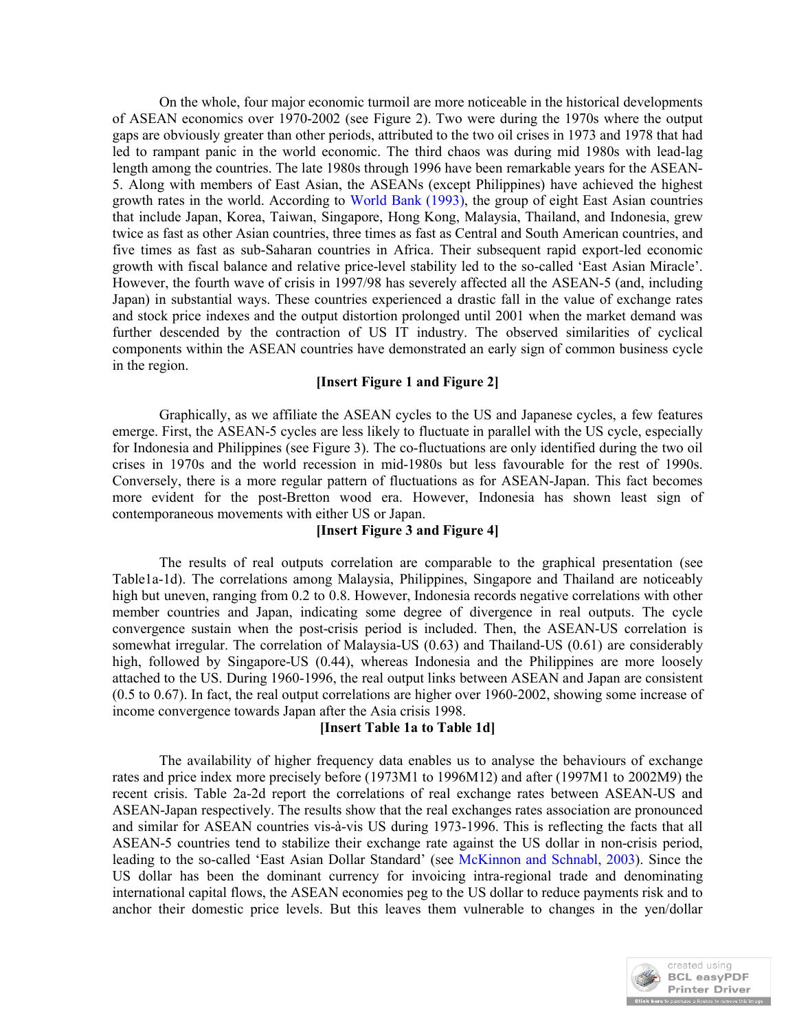On the whole, four major economic turmoil are more noticeable in the historical developments of ASEAN economics over 1970-2002 (see Figure 2). Two were during the 1970s where the output gaps are obviously greater than other periods, attributed to the two oil crises in 1973 and 1978 that had led to rampant panic in the world economic. The third chaos was during mid 1980s with lead-lag length among the countries. The late 1980s through 1996 have been remarkable years for the ASEAN-5. Along with members of East Asian, the ASEANs (except Philippines) have achieved the highest growth rates in the world. According to World Bank (1993), the group of eight East Asian countries that include Japan, Korea, Taiwan, Singapore, Hong Kong, Malaysia, Thailand, and Indonesia, grew twice as fast as other Asian countries, three times as fast as Central and South American countries, and five times as fast as sub-Saharan countries in Africa. Their subsequent rapid export-led economic growth with fiscal balance and relative price-level stability led to the so-called 'East Asian Miracle'. However, the fourth wave of crisis in 1997/98 has severely affected all the ASEAN-5 (and, including Japan) in substantial ways. These countries experienced a drastic fall in the value of exchange rates and stock price indexes and the output distortion prolonged until 2001 when the market demand was further descended by the contraction of US IT industry. The observed similarities of cyclical components within the ASEAN countries have demonstrated an early sign of common business cycle in the region.

**[Insert Figure 1 and Figure 2]**

Graphically, as we affiliate the ASEAN cycles to the US and Japanese cycles, a few features emerge. First, the ASEAN-5 cycles are less likely to fluctuate in parallel with the US cycle, especially for Indonesia and Philippines (see Figure 3). The co-fluctuations are only identified during the two oil crises in 1970s and the world recession in mid-1980s but less favourable for the rest of 1990s. Conversely, there is a more regular pattern of fluctuations as for ASEAN-Japan. This fact becomes more evident for the post-Bretton wood era. However, Indonesia has shown least sign of contemporaneous movements with either US or Japan.

**[Insert Figure 3 and Figure 4]**

The results of real outputs correlation are comparable to the graphical presentation (see Table1a-1d). The correlations among Malaysia, Philippines, Singapore and Thailand are noticeably high but uneven, ranging from 0.2 to 0.8. However, Indonesia records negative correlations with other member countries and Japan, indicating some degree of divergence in real outputs. The cycle convergence sustain when the post-crisis period is included. Then, the ASEAN-US correlation is somewhat irregular. The correlation of Malaysia-US (0.63) and Thailand-US (0.61) are considerably high, followed by Singapore-US (0.44), whereas Indonesia and the Philippines are more loosely attached to the US. During 1960-1996, the real output links between ASEAN and Japan are consistent (0.5 to 0.67). In fact, the real output correlations are higher over 1960-2002, showing some increase of income convergence towards Japan after the Asia crisis 1998.

**[Insert Table 1a to Table 1d]**

The availability of higher frequency data enables us to analyse the behaviours of exchange rates and price index more precisely before (1973M1 to 1996M12) and after (1997M1 to 2002M9) the recent crisis. Table 2a-2d report the correlations of real exchange rates between ASEAN-US and ASEAN-Japan respectively. The results show that the real exchanges rates association are pronounced and similar for ASEAN countries vis-à-vis US during 1973-1996. This is reflecting the facts that all ASEAN-5 countries tend to stabilize their exchange rate against the US dollar in non-crisis period, leading to the so-called 'East Asian Dollar Standard' (see McKinnon and Schnabl, 2003). Since the US dollar has been the dominant currency for invoicing intra-regional trade and denominating international capital flows, the ASEAN economies peg to the US dollar to reduce payments risk and to anchor their domestic price levels. But this leaves them vulnerable to changes in the yen/dollar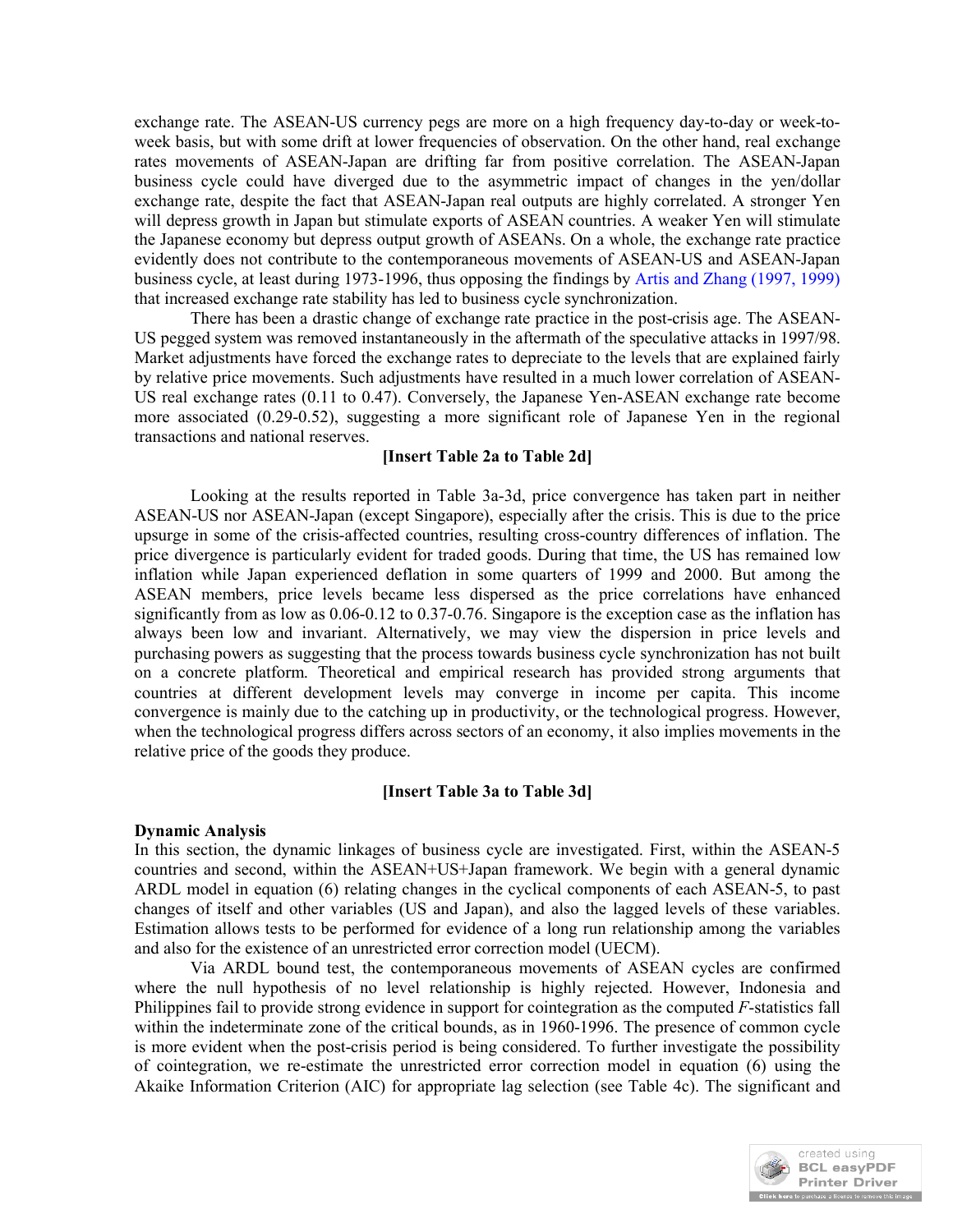exchange rate. The ASEAN-US currency pegs are more on a high frequency day-to-day or week-to-week basis, but with some drift at lower frequencies of observation. On the other hand, real exchange rates movements of ASEAN-Japan are drifting far from positive correlation. The ASEAN-Japan business cycle could have diverged due to the asymmetric impact of changes in the yen/dollar exchange rate, despite the fact that ASEAN-Japan real outputs are highly correlated. A stronger Yen will depress growth in Japan but stimulate exports of ASEAN countries. A weaker Yen will stimulate the Japanese economy but depress output growth of ASEANs. On a whole, the exchange rate practice evidently does not contribute to the contemporaneous movements of ASEAN-US and ASEAN-Japan business cycle, at least during 1973-1996, thus opposing the findings by Artis and Zhang (1997, 1999) that increased exchange rate stability has led to business cycle synchronization.

There has been a drastic change of exchange rate practice in the post-crisis age. The ASEAN-US pegged system was removed instantaneously in the aftermath of the speculative attacks in 1997/98. Market adjustments have forced the exchange rates to depreciate to the levels that are explained fairly by relative price movements. Such adjustments have resulted in a much lower correlation of ASEAN-US real exchange rates (0.11 to 0.47). Conversely, the Japanese Yen-ASEAN exchange rate become more associated (0.29-0.52), suggesting a more significant role of Japanese Yen in the regional transactions and national reserves.

**[Insert Table 2a to Table 2d]**

Looking at the results reported in Table 3a-3d, price convergence has taken part in neither ASEAN-US nor ASEAN-Japan (except Singapore), especially after the crisis. This is due to the price upsurge in some of the crisis-affected countries, resulting cross-country differences of inflation. The price divergence is particularly evident for traded goods. During that time, the US has remained low inflation while Japan experienced deflation in some quarters of 1999 and 2000. But among the ASEAN members, price levels became less dispersed as the price correlations have enhanced significantly from as low as 0.06-0.12 to 0.37-0.76. Singapore is the exception case as the inflation has always been low and invariant. Alternatively, we may view the dispersion in price levels and purchasing powers as suggesting that the process towards business cycle synchronization has not built on a concrete platform. Theoretical and empirical research has provided strong arguments that countries at different development levels may converge in income per capita. This income convergence is mainly due to the catching up in productivity, or the technological progress. However, when the technological progress differs across sectors of an economy, it also implies movements in the relative price of the goods they produce.

**[Insert Table 3a to Table 3d]**

**Dynamic Analysis**

In this section, the dynamic linkages of business cycle are investigated. First, within the ASEAN-5 countries and second, within the ASEAN+US+Japan framework. We begin with a general dynamic ARDL model in equation (6) relating changes in the cyclical components of each ASEAN-5, to past changes of itself and other variables (US and Japan), and also the lagged levels of these variables. Estimation allows tests to be performed for evidence of a long run relationship among the variables and also for the existence of an unrestricted error correction model (UECM).

Via ARDL bound test, the contemporaneous movements of ASEAN cycles are confirmed where the null hypothesis of no level relationship is highly rejected. However, Indonesia and Philippines fail to provide strong evidence in support for cointegration as the computed *F*-statistics fall within the indeterminate zone of the critical bounds, as in 1960-1996. The presence of common cycle is more evident when the post-crisis period is being considered. To further investigate the possibility of cointegration, we re-estimate the unrestricted error correction model in equation (6) using the Akaike Information Criterion (AIC) for appropriate lag selection (see Table 4c). The significant and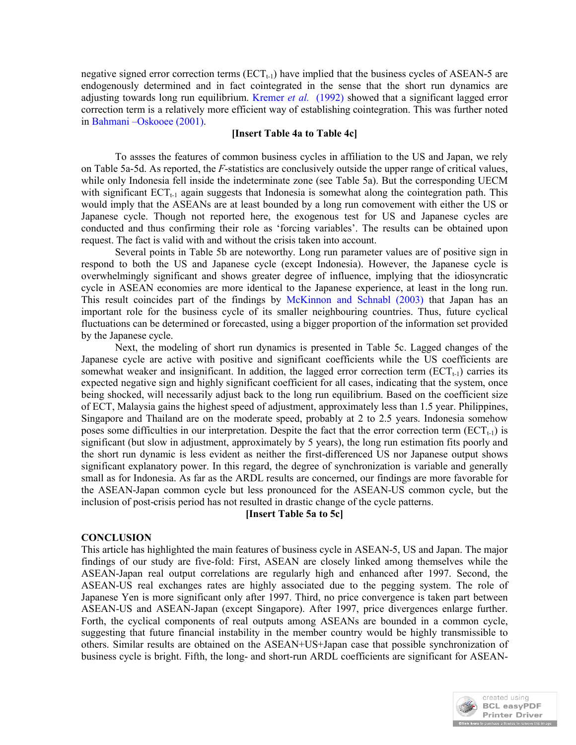negative signed error correction terms ($ECT_{t-1}$) have implied that the business cycles of ASEAN-5 are endogenously determined and in fact cointegrated in the sense that the short run dynamics are adjusting towards long run equilibrium. Kremer *et al.* (1992) showed that a significant lagged error correction term is a relatively more efficient way of establishing cointegration. This was further noted in Bahmani –Oskooee (2001).

**[Insert Table 4a to Table 4c]**

To assses the features of common business cycles in affiliation to the US and Japan, we rely on Table 5a-5d. As reported, the *F*-statistics are conclusively outside the upper range of critical values, while only Indonesia fell inside the indeterminate zone (see Table 5a). But the corresponding UECM with significant $ECT_{t-1}$ again suggests that Indonesia is somewhat along the cointegration path. This would imply that the ASEANs are at least bounded by a long run comovement with either the US or Japanese cycle. Though not reported here, the exogenous test for US and Japanese cycles are conducted and thus confirming their role as 'forcing variables'. The results can be obtained upon request. The fact is valid with and without the crisis taken into account.

Several points in Table 5b are noteworthy. Long run parameter values are of positive sign in respond to both the US and Japanese cycle (except Indonesia). However, the Japanese cycle is overwhelmingly significant and shows greater degree of influence, implying that the idiosyncratic cycle in ASEAN economies are more identical to the Japanese experience, at least in the long run. This result coincides part of the findings by McKinnon and Schnabl (2003) that Japan has an important role for the business cycle of its smaller neighbouring countries. Thus, future cyclical fluctuations can be determined or forecasted, using a bigger proportion of the information set provided by the Japanese cycle.

Next, the modeling of short run dynamics is presented in Table 5c. Lagged changes of the Japanese cycle are active with positive and significant coefficients while the US coefficients are somewhat weaker and insignificant. In addition, the lagged error correction term ($ECT_{t-1}$) carries its expected negative sign and highly significant coefficient for all cases, indicating that the system, once being shocked, will necessarily adjust back to the long run equilibrium. Based on the coefficient size of ECT, Malaysia gains the highest speed of adjustment, approximately less than 1.5 year. Philippines, Singapore and Thailand are on the moderate speed, probably at 2 to 2.5 years. Indonesia somehow poses some difficulties in our interpretation. Despite the fact that the error correction term ($ECT_{t-1}$) is significant (but slow in adjustment, approximately by 5 years), the long run estimation fits poorly and the short run dynamic is less evident as neither the first-differenced US nor Japanese output shows significant explanatory power. In this regard, the degree of synchronization is variable and generally small as for Indonesia. As far as the ARDL results are concerned, our findings are more favorable for the ASEAN-Japan common cycle but less pronounced for the ASEAN-US common cycle, but the inclusion of post-crisis period has not resulted in drastic change of the cycle patterns.

**[Insert Table 5a to 5c]**

## CONCLUSION

This article has highlighted the main features of business cycle in ASEAN-5, US and Japan. The major findings of our study are five-fold: First, ASEAN are closely linked among themselves while the ASEAN-Japan real output correlations are regularly high and enhanced after 1997. Second, the ASEAN-US real exchanges rates are highly associated due to the pegging system. The role of Japanese Yen is more significant only after 1997. Third, no price convergence is taken part between ASEAN-US and ASEAN-Japan (except Singapore). After 1997, price divergences enlarge further. Forth, the cyclical components of real outputs among ASEANs are bounded in a common cycle, suggesting that future financial instability in the member country would be highly transmissible to others. Similar results are obtained on the ASEAN+US+Japan case that possible synchronization of business cycle is bright. Fifth, the long- and short-run ARDL coefficients are significant for ASEAN-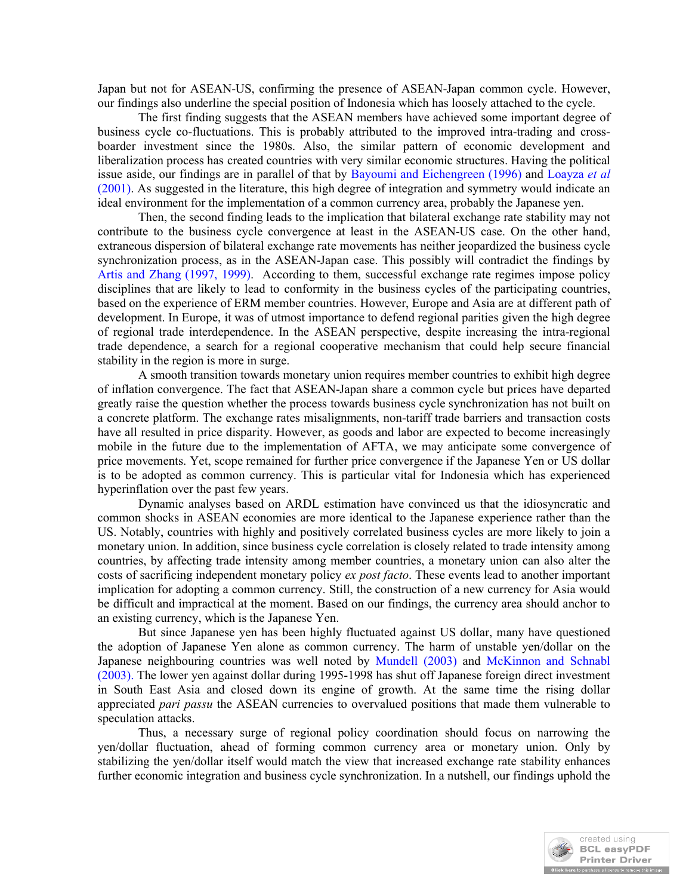Japan but not for ASEAN-US, confirming the presence of ASEAN-Japan common cycle. However, our findings also underline the special position of Indonesia which has loosely attached to the cycle.

The first finding suggests that the ASEAN members have achieved some important degree of business cycle co-fluctuations. This is probably attributed to the improved intra-trading and cross-boarder investment since the 1980s. Also, the similar pattern of economic development and liberalization process has created countries with very similar economic structures. Having the political issue aside, our findings are in parallel of that by Bayoumi and Eichengreen (1996) and Loayza *et al* (2001). As suggested in the literature, this high degree of integration and symmetry would indicate an ideal environment for the implementation of a common currency area, probably the Japanese yen.

Then, the second finding leads to the implication that bilateral exchange rate stability may not contribute to the business cycle convergence at least in the ASEAN-US case. On the other hand, extraneous dispersion of bilateral exchange rate movements has neither jeopardized the business cycle synchronization process, as in the ASEAN-Japan case. This possibly will contradict the findings by Artis and Zhang (1997, 1999). According to them, successful exchange rate regimes impose policy disciplines that are likely to lead to conformity in the business cycles of the participating countries, based on the experience of ERM member countries. However, Europe and Asia are at different path of development. In Europe, it was of utmost importance to defend regional parities given the high degree of regional trade interdependence. In the ASEAN perspective, despite increasing the intra-regional trade dependence, a search for a regional cooperative mechanism that could help secure financial stability in the region is more in surge.

A smooth transition towards monetary union requires member countries to exhibit high degree of inflation convergence. The fact that ASEAN-Japan share a common cycle but prices have departed greatly raise the question whether the process towards business cycle synchronization has not built on a concrete platform. The exchange rates misalignments, non-tariff trade barriers and transaction costs have all resulted in price disparity. However, as goods and labor are expected to become increasingly mobile in the future due to the implementation of AFTA, we may anticipate some convergence of price movements. Yet, scope remained for further price convergence if the Japanese Yen or US dollar is to be adopted as common currency. This is particular vital for Indonesia which has experienced hyperinflation over the past few years.

Dynamic analyses based on ARDL estimation have convinced us that the idiosyncratic and common shocks in ASEAN economies are more identical to the Japanese experience rather than the US. Notably, countries with highly and positively correlated business cycles are more likely to join a monetary union. In addition, since business cycle correlation is closely related to trade intensity among countries, by affecting trade intensity among member countries, a monetary union can also alter the costs of sacrificing independent monetary policy *ex post facto*. These events lead to another important implication for adopting a common currency. Still, the construction of a new currency for Asia would be difficult and impractical at the moment. Based on our findings, the currency area should anchor to an existing currency, which is the Japanese Yen.

But since Japanese yen has been highly fluctuated against US dollar, many have questioned the adoption of Japanese Yen alone as common currency. The harm of unstable yen/dollar on the Japanese neighbouring countries was well noted by Mundell (2003) and McKinnon and Schnabl (2003). The lower yen against dollar during 1995-1998 has shut off Japanese foreign direct investment in South East Asia and closed down its engine of growth. At the same time the rising dollar appreciated *pari passu* the ASEAN currencies to overvalued positions that made them vulnerable to speculation attacks.

Thus, a necessary surge of regional policy coordination should focus on narrowing the yen/dollar fluctuation, ahead of forming common currency area or monetary union. Only by stabilizing the yen/dollar itself would match the view that increased exchange rate stability enhances further economic integration and business cycle synchronization. In a nutshell, our findings uphold the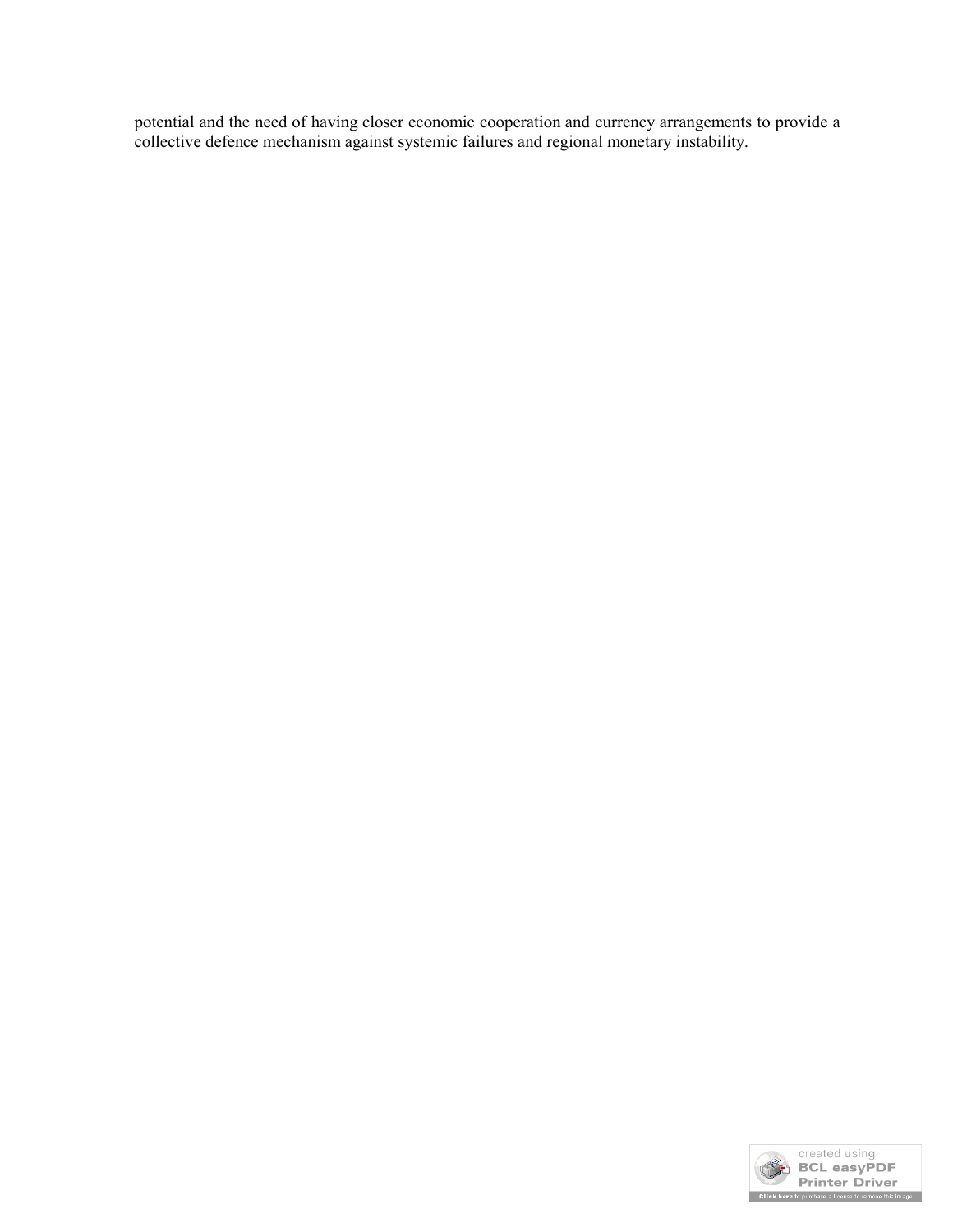potential and the need of having closer economic cooperation and currency arrangements to provide a collective defence mechanism against systemic failures and regional monetary instability.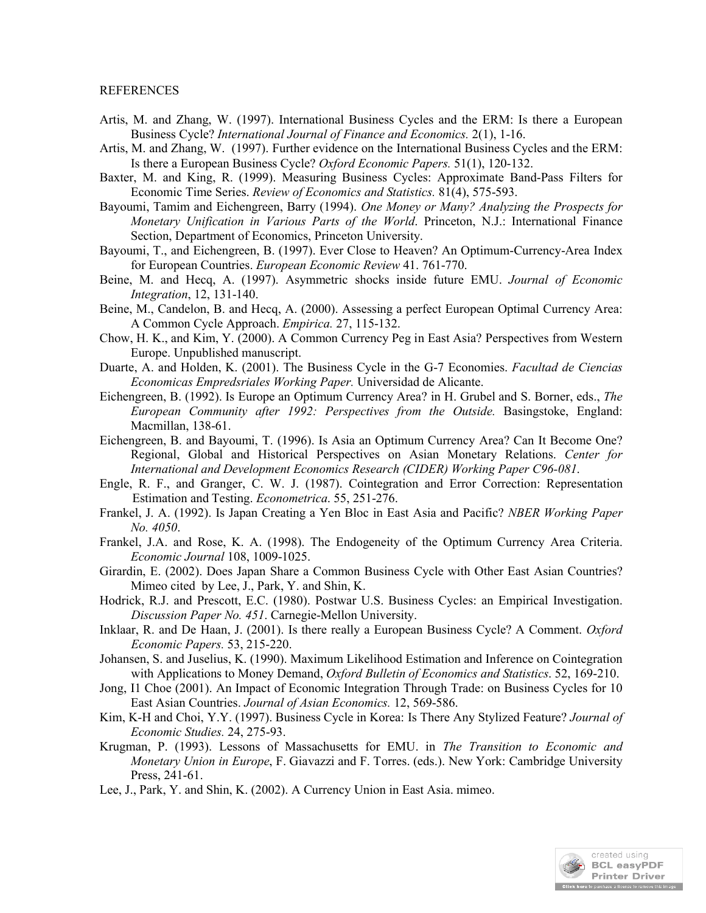REFERENCES

Artis, M. and Zhang, W. (1997). International Business Cycles and the ERM: Is there a European Business Cycle? *International Journal of Finance and Economics.* 2(1), 1-16.

Artis, M. and Zhang, W. (1997). Further evidence on the International Business Cycles and the ERM: Is there a European Business Cycle? *Oxford Economic Papers.* 51(1), 120-132.

Baxter, M. and King, R. (1999). Measuring Business Cycles: Approximate Band-Pass Filters for Economic Time Series. *Review of Economics and Statistics.* 81(4), 575-593.

Bayoumi, Tamim and Eichengreen, Barry (1994). *One Money or Many? Analyzing the Prospects for Monetary Unification in Various Parts of the World*. Princeton, N.J.: International Finance Section, Department of Economics, Princeton University.

Bayoumi, T., and Eichengreen, B. (1997). Ever Close to Heaven? An Optimum-Currency-Area Index for European Countries. *European Economic Review* 41. 761-770.

Beine, M. and Hecq, A. (1997). Asymmetric shocks inside future EMU. *Journal of Economic Integration*, 12, 131-140.

Beine, M., Candelon, B. and Hecq, A. (2000). Assessing a perfect European Optimal Currency Area: A Common Cycle Approach. *Empirica.* 27, 115-132.

Chow, H. K., and Kim, Y. (2000). A Common Currency Peg in East Asia? Perspectives from Western Europe. Unpublished manuscript.

Duarte, A. and Holden, K. (2001). The Business Cycle in the G-7 Economies. *Facultad de Ciencias Economicas Empredsriales Working Paper.* Universidad de Alicante.

Eichengreen, B. (1992). Is Europe an Optimum Currency Area? in H. Grubel and S. Borner, eds., *The European Community after 1992: Perspectives from the Outside.* Basingstoke, England: Macmillan, 138-61.

Eichengreen, B. and Bayoumi, T. (1996). Is Asia an Optimum Currency Area? Can It Become One? Regional, Global and Historical Perspectives on Asian Monetary Relations. *Center for International and Development Economics Research (CIDER) Working Paper C96-081*.

Engle, R. F., and Granger, C. W. J. (1987). Cointegration and Error Correction: Representation Estimation and Testing. *Econometrica*. 55, 251-276.

Frankel, J. A. (1992). Is Japan Creating a Yen Bloc in East Asia and Pacific? *NBER Working Paper No. 4050*.

Frankel, J.A. and Rose, K. A. (1998). The Endogeneity of the Optimum Currency Area Criteria. *Economic Journal* 108, 1009-1025.

Girardin, E. (2002). Does Japan Share a Common Business Cycle with Other East Asian Countries? Mimeo cited by Lee, J., Park, Y. and Shin, K.

Hodrick, R.J. and Prescott, E.C. (1980). Postwar U.S. Business Cycles: an Empirical Investigation. *Discussion Paper No. 451*. Carnegie-Mellon University.

Inklaar, R. and De Haan, J. (2001). Is there really a European Business Cycle? A Comment. *Oxford Economic Papers.* 53, 215-220.

Johansen, S. and Juselius, K. (1990). Maximum Likelihood Estimation and Inference on Cointegration with Applications to Money Demand, *Oxford Bulletin of Economics and Statistics*. 52, 169-210.

Jong, Il Choe (2001). An Impact of Economic Integration Through Trade: on Business Cycles for 10 East Asian Countries. *Journal of Asian Economics.* 12, 569-586.

Kim, K-H and Choi, Y.Y. (1997). Business Cycle in Korea: Is There Any Stylized Feature? *Journal of Economic Studies.* 24, 275-93.

Krugman, P. (1993). Lessons of Massachusetts for EMU. in *The Transition to Economic and Monetary Union in Europe*, F. Giavazzi and F. Torres. (eds.). New York: Cambridge University Press, 241-61.

Lee, J., Park, Y. and Shin, K. (2002). A Currency Union in East Asia. mimeo.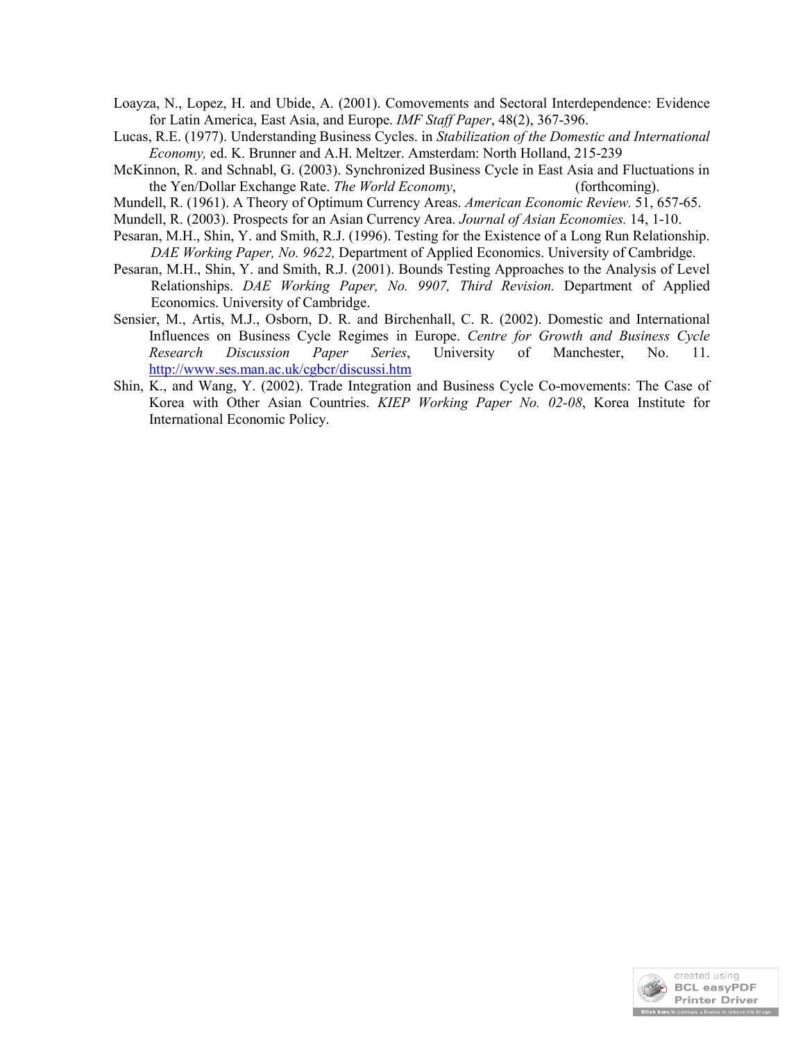Loayza, N., Lopez, H. and Ubide, A. (2001). Comovements and Sectoral Interdependence: Evidence for Latin America, East Asia, and Europe. *IMF Staff Paper*, 48(2), 367-396.

Lucas, R.E. (1977). Understanding Business Cycles. in *Stabilization of the Domestic and International Economy,* ed. K. Brunner and A.H. Meltzer. Amsterdam: North Holland, 215-239

McKinnon, R. and Schnabl, G. (2003). Synchronized Business Cycle in East Asia and Fluctuations in the Yen/Dollar Exchange Rate. *The World Economy*, (forthcoming).

Mundell, R. (1961). A Theory of Optimum Currency Areas. *American Economic Review.* 51, 657-65.

Mundell, R. (2003). Prospects for an Asian Currency Area. *Journal of Asian Economies.* 14, 1-10.

Pesaran, M.H., Shin, Y. and Smith, R.J. (1996). Testing for the Existence of a Long Run Relationship. *DAE Working Paper, No. 9622,* Department of Applied Economics. University of Cambridge.

Pesaran, M.H., Shin, Y. and Smith, R.J. (2001). Bounds Testing Approaches to the Analysis of Level Relationships. *DAE Working Paper, No. 9907, Third Revision.* Department of Applied Economics. University of Cambridge.

Sensier, M., Artis, M.J., Osborn, D. R. and Birchenhall, C. R. (2002). Domestic and International Influences on Business Cycle Regimes in Europe. *Centre for Growth and Business Cycle Research Discussion Paper Series*, University of Manchester, No. 11. http://www.ses.man.ac.uk/cgbcr/discussi.htm

Shin, K., and Wang, Y. (2002). Trade Integration and Business Cycle Co-movements: The Case of Korea with Other Asian Countries. *KIEP Working Paper No. 02-08*, Korea Institute for International Economic Policy.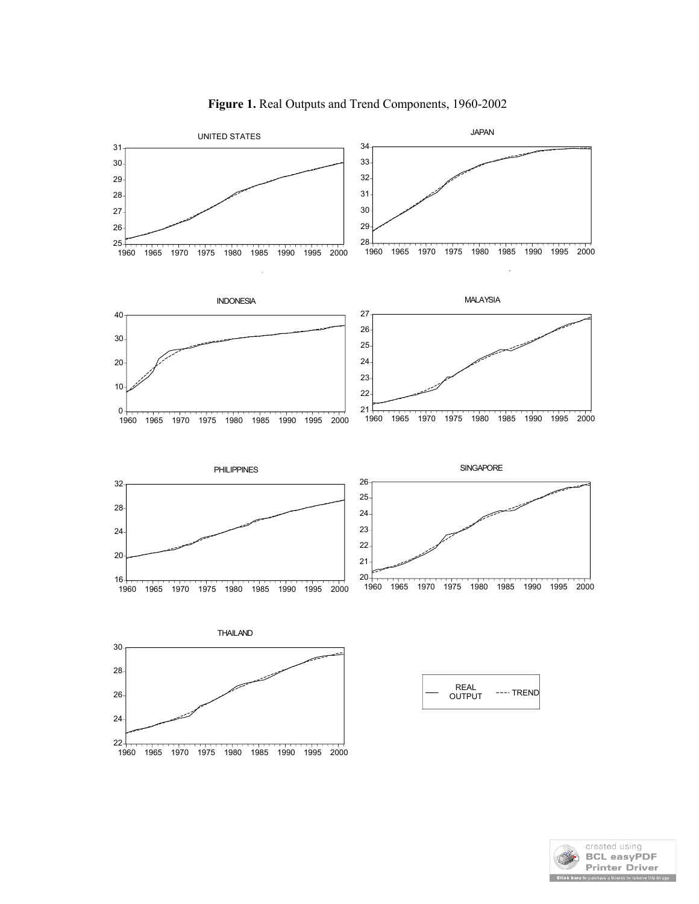**Figure 1.** Real Outputs and Trend Components, 1960-2002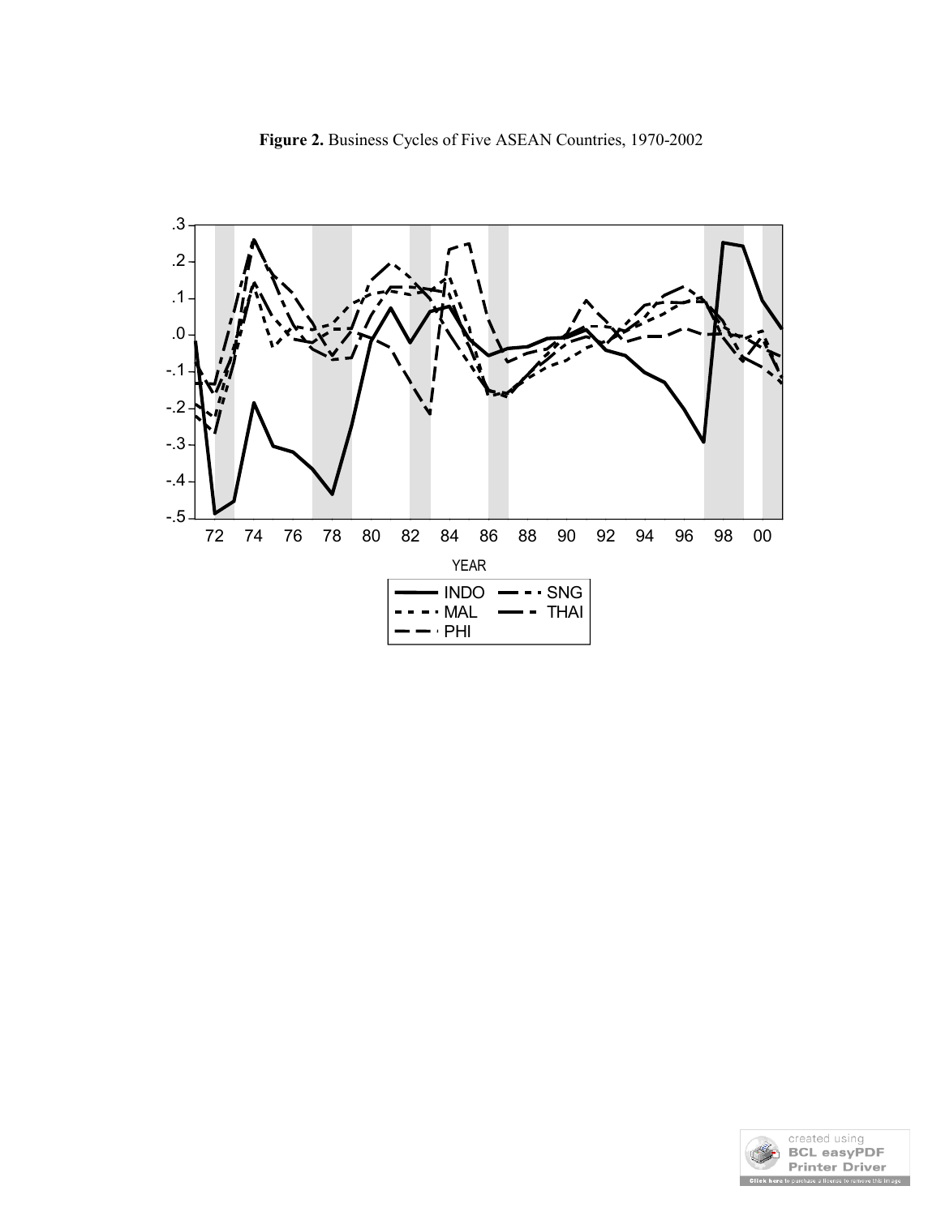**Figure 2.** Business Cycles of Five ASEAN Countries, 1970-2002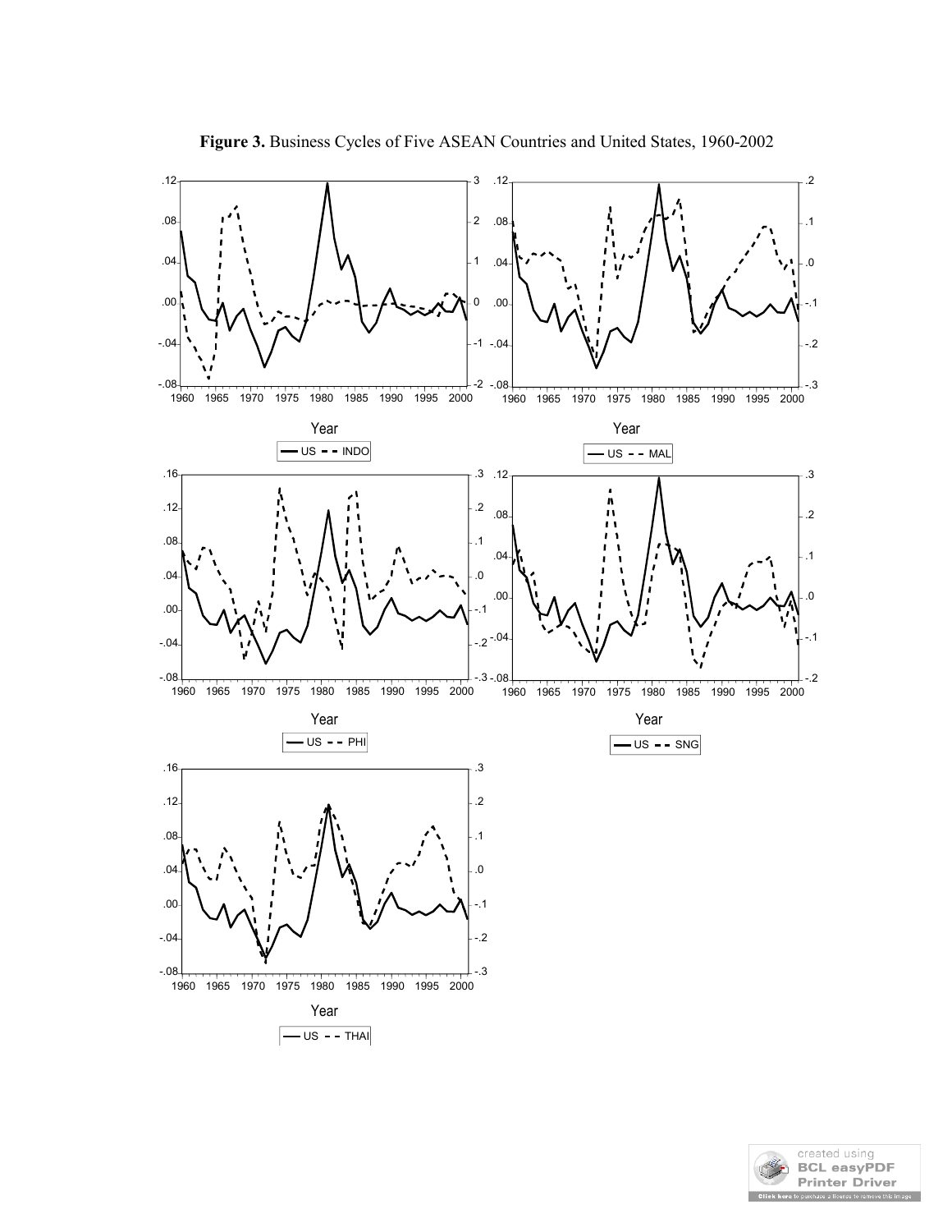**Figure 3.** Business Cycles of Five ASEAN Countries and United States, 1960-2002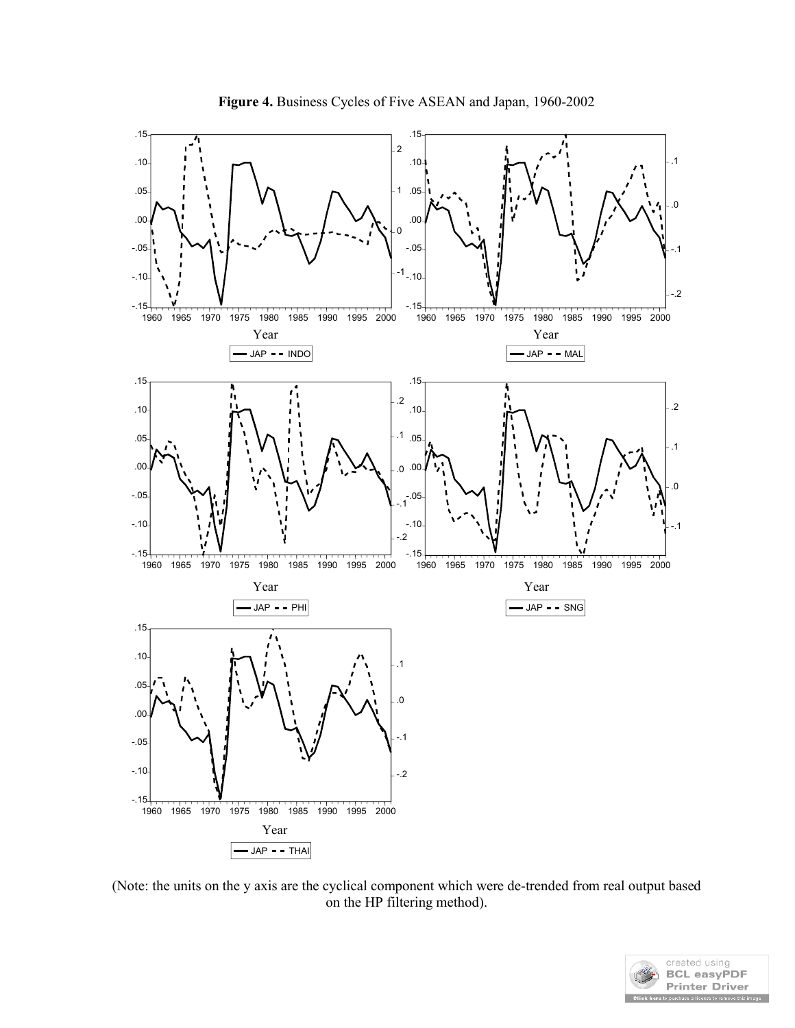**Figure 4.** Business Cycles of Five ASEAN and Japan, 1960-2002

(Note: the units on the y axis are the cyclical component which were de-trended from real output based on the HP filtering method).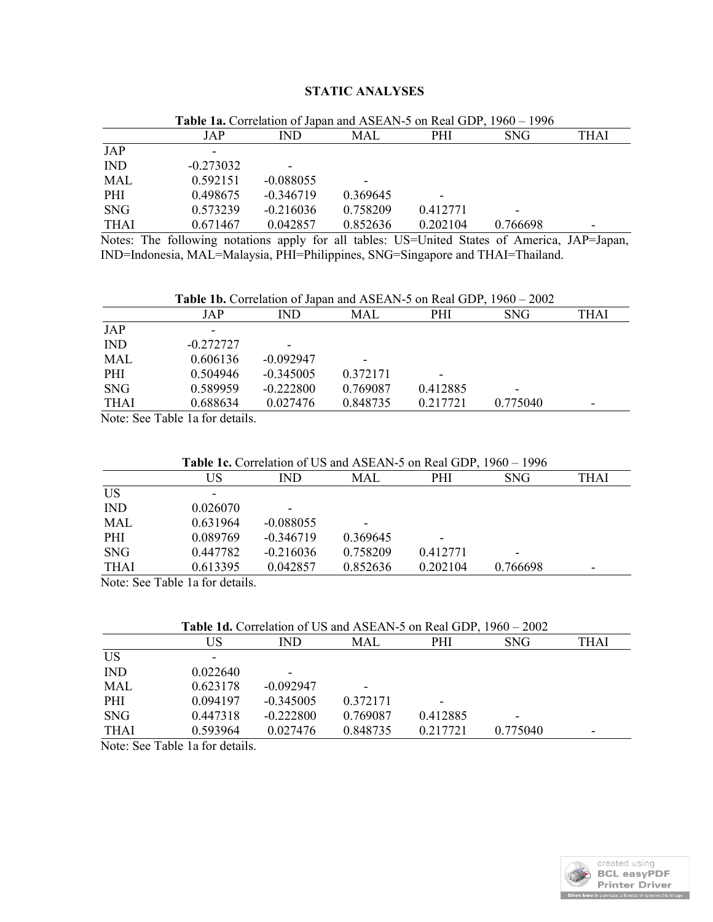## STATIC ANALYSES

**Table 1a.** Correlation of Japan and ASEAN-5 on Real GDP, 1960 – 1996

| | JAP | IND | MAL | PHI | SNG | THAI |
|---|---|---|---|---|---|---|
| JAP | - | | | | | |
| IND | -0.273032 | - | | | | |
| MAL | 0.592151 | -0.088055 | - | | | |
| PHI | 0.498675 | -0.346719 | 0.369645 | - | | |
| SNG | 0.573239 | -0.216036 | 0.758209 | 0.412771 | - | |
| THAI | 0.671467 | 0.042857 | 0.852636 | 0.202104 | 0.766698 | - |

Notes: The following notations apply for all tables: US=United States of America, JAP=Japan, IND=Indonesia, MAL=Malaysia, PHI=Philippines, SNG=Singapore and THAI=Thailand.

**Table 1b.** Correlation of Japan and ASEAN-5 on Real GDP, 1960 – 2002

| | JAP | IND | MAL | PHI | SNG | THAI |
|---|---|---|---|---|---|---|
| JAP | - | | | | | |
| IND | -0.272727 | - | | | | |
| MAL | 0.606136 | -0.092947 | - | | | |
| PHI | 0.504946 | -0.345005 | 0.372171 | - | | |
| SNG | 0.589959 | -0.222800 | 0.769087 | 0.412885 | - | |
| THAI | 0.688634 | 0.027476 | 0.848735 | 0.217721 | 0.775040 | - |

Note: See Table 1a for details.

**Table 1c.** Correlation of US and ASEAN-5 on Real GDP, 1960 – 1996

| | US | IND | MAL | PHI | SNG | THAI |
|---|---|---|---|---|---|---|
| US | - | | | | | |
| IND | 0.026070 | - | | | | |
| MAL | 0.631964 | -0.088055 | - | | | |
| PHI | 0.089769 | -0.346719 | 0.369645 | - | | |
| SNG | 0.447782 | -0.216036 | 0.758209 | 0.412771 | - | |
| THAI | 0.613395 | 0.042857 | 0.852636 | 0.202104 | 0.766698 | - |

Note: See Table 1a for details.

**Table 1d.** Correlation of US and ASEAN-5 on Real GDP, 1960 – 2002

| | US | IND | MAL | PHI | SNG | THAI |
|---|---|---|---|---|---|---|
| US | - | | | | | |
| IND | 0.022640 | - | | | | |
| MAL | 0.623178 | -0.092947 | - | | | |
| PHI | 0.094197 | -0.345005 | 0.372171 | - | | |
| SNG | 0.447318 | -0.222800 | 0.769087 | 0.412885 | - | |
| THAI | 0.593964 | 0.027476 | 0.848735 | 0.217721 | 0.775040 | - |

Note: See Table 1a for details.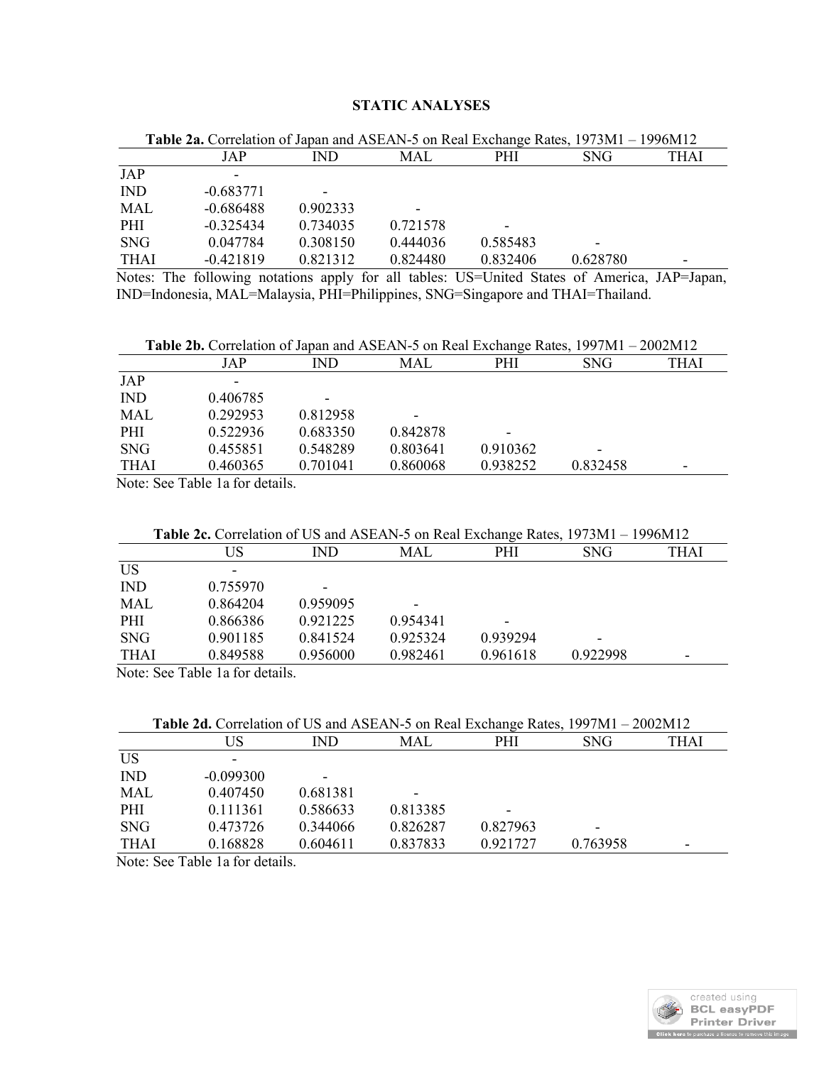## STATIC ANALYSES

**Table 2a.** Correlation of Japan and ASEAN-5 on Real Exchange Rates, 1973M1 – 1996M12

| | JAP | IND | MAL | PHI | SNG | THAI |
|---|---|---|---|---|---|---|
| JAP | - | | | | | |
| IND | -0.683771 | - | | | | |
| MAL | -0.686488 | 0.902333 | - | | | |
| PHI | -0.325434 | 0.734035 | 0.721578 | - | | |
| SNG | 0.047784 | 0.308150 | 0.444036 | 0.585483 | - | |
| THAI | -0.421819 | 0.821312 | 0.824480 | 0.832406 | 0.628780 | - |

Notes: The following notations apply for all tables: US=United States of America, JAP=Japan, IND=Indonesia, MAL=Malaysia, PHI=Philippines, SNG=Singapore and THAI=Thailand.

**Table 2b.** Correlation of Japan and ASEAN-5 on Real Exchange Rates, 1997M1 – 2002M12

| | JAP | IND | MAL | PHI | SNG | THAI |
|---|---|---|---|---|---|---|
| JAP | - | | | | | |
| IND | 0.406785 | - | | | | |
| MAL | 0.292953 | 0.812958 | - | | | |
| PHI | 0.522936 | 0.683350 | 0.842878 | - | | |
| SNG | 0.455851 | 0.548289 | 0.803641 | 0.910362 | - | |
| THAI | 0.460365 | 0.701041 | 0.860068 | 0.938252 | 0.832458 | - |

Note: See Table 1a for details.

**Table 2c.** Correlation of US and ASEAN-5 on Real Exchange Rates, 1973M1 – 1996M12

| | US | IND | MAL | PHI | SNG | THAI |
|---|---|---|---|---|---|---|
| US | - | | | | | |
| IND | 0.755970 | - | | | | |
| MAL | 0.864204 | 0.959095 | - | | | |
| PHI | 0.866386 | 0.921225 | 0.954341 | - | | |
| SNG | 0.901185 | 0.841524 | 0.925324 | 0.939294 | - | |
| THAI | 0.849588 | 0.956000 | 0.982461 | 0.961618 | 0.922998 | - |

Note: See Table 1a for details.

**Table 2d.** Correlation of US and ASEAN-5 on Real Exchange Rates, 1997M1 – 2002M12

| | US | IND | MAL | PHI | SNG | THAI |
|---|---|---|---|---|---|---|
| US | - | | | | | |
| IND | -0.099300 | - | | | | |
| MAL | 0.407450 | 0.681381 | - | | | |
| PHI | 0.111361 | 0.586633 | 0.813385 | - | | |
| SNG | 0.473726 | 0.344066 | 0.826287 | 0.827963 | - | |
| THAI | 0.168828 | 0.604611 | 0.837833 | 0.921727 | 0.763958 | - |

Note: See Table 1a for details.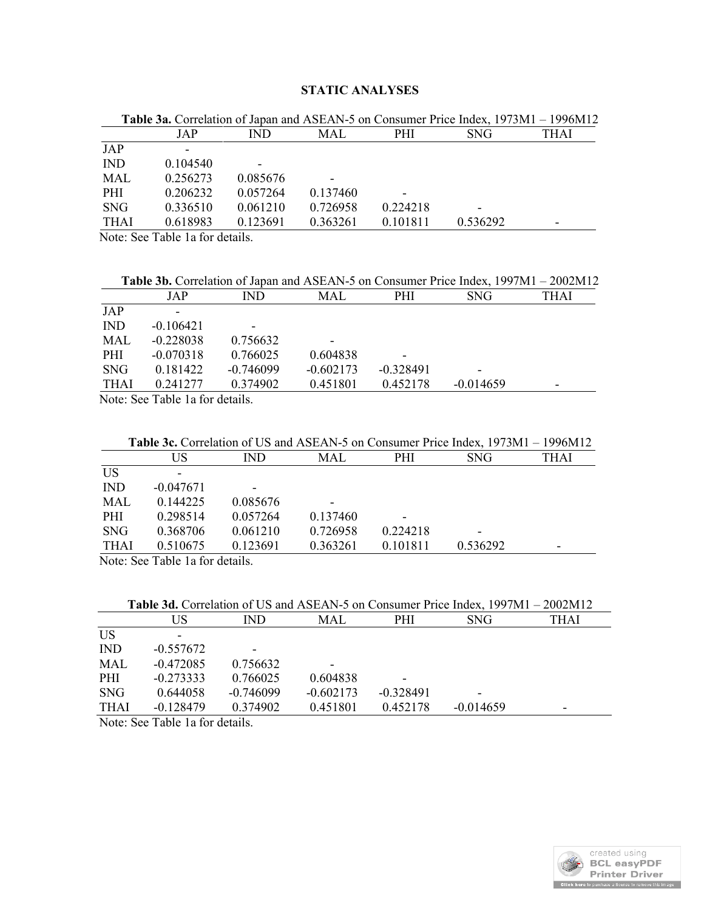## STATIC ANALYSES

**Table 3a.** Correlation of Japan and ASEAN-5 on Consumer Price Index, 1973M1 – 1996M12

| | JAP | IND | MAL | PHI | SNG | THAI |
|---|---|---|---|---|---|---|
| JAP | - | | | | | |
| IND | 0.104540 | - | | | | |
| MAL | 0.256273 | 0.085676 | - | | | |
| PHI | 0.206232 | 0.057264 | 0.137460 | - | | |
| SNG | 0.336510 | 0.061210 | 0.726958 | 0.224218 | - | |
| THAI | 0.618983 | 0.123691 | 0.363261 | 0.101811 | 0.536292 | - |

Note: See Table 1a for details.

**Table 3b.** Correlation of Japan and ASEAN-5 on Consumer Price Index, 1997M1 – 2002M12

| | JAP | IND | MAL | PHI | SNG | THAI |
|---|---|---|---|---|---|---|
| JAP | - | | | | | |
| IND | -0.106421 | - | | | | |
| MAL | -0.228038 | 0.756632 | - | | | |
| PHI | -0.070318 | 0.766025 | 0.604838 | - | | |
| SNG | 0.181422 | -0.746099 | -0.602173 | -0.328491 | - | |
| THAI | 0.241277 | 0.374902 | 0.451801 | 0.452178 | -0.014659 | - |

Note: See Table 1a for details.

**Table 3c.** Correlation of US and ASEAN-5 on Consumer Price Index, 1973M1 – 1996M12

| | US | IND | MAL | PHI | SNG | THAI |
|---|---|---|---|---|---|---|
| US | - | | | | | |
| IND | -0.047671 | - | | | | |
| MAL | 0.144225 | 0.085676 | - | | | |
| PHI | 0.298514 | 0.057264 | 0.137460 | - | | |
| SNG | 0.368706 | 0.061210 | 0.726958 | 0.224218 | - | |
| THAI | 0.510675 | 0.123691 | 0.363261 | 0.101811 | 0.536292 | - |

Note: See Table 1a for details.

**Table 3d.** Correlation of US and ASEAN-5 on Consumer Price Index, 1997M1 – 2002M12

| | US | IND | MAL | PHI | SNG | THAI |
|---|---|---|---|---|---|---|
| US | - | | | | | |
| IND | -0.557672 | - | | | | |
| MAL | -0.472085 | 0.756632 | - | | | |
| PHI | -0.273333 | 0.766025 | 0.604838 | - | | |
| SNG | 0.644058 | -0.746099 | -0.602173 | -0.328491 | - | |
| THAI | -0.128479 | 0.374902 | 0.451801 | 0.452178 | -0.014659 | - |

Note: See Table 1a for details.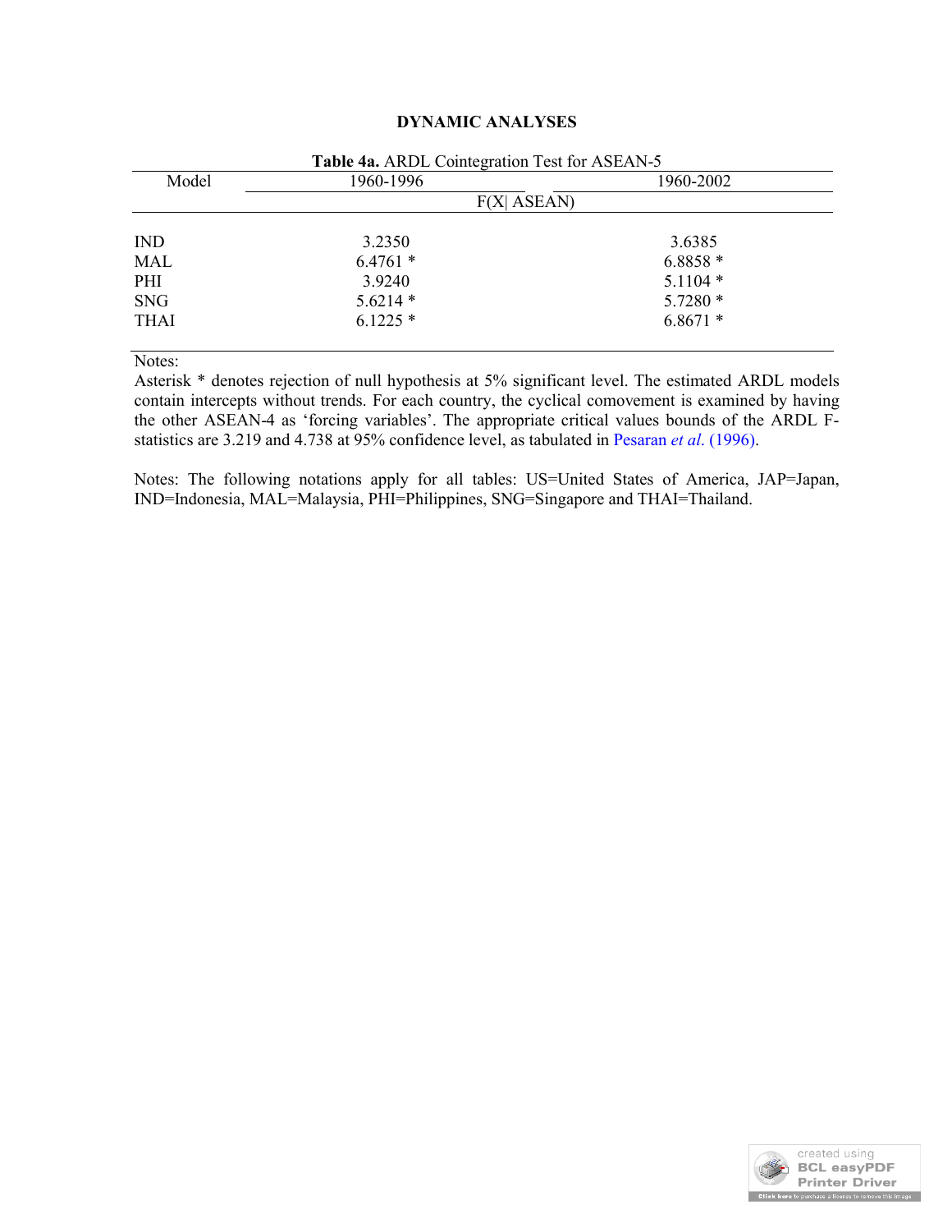## DYNAMIC ANALYSES

**Table 4a.** ARDL Cointegration Test for ASEAN-5

| Model | 1960-1996 | 1960-2002 |
|---|---|---|
| | F(X\| ASEAN) | |
| IND | 3.2350 | 3.6385 |
| MAL | 6.4761 * | 6.8858 * |
| PHI | 3.9240 | 5.1104 * |
| SNG | 5.6214 * | 5.7280 * |
| THAI | 6.1225 * | 6.8671 * |

Notes:
Asterisk * denotes rejection of null hypothesis at 5% significant level. The estimated ARDL models contain intercepts without trends. For each country, the cyclical comovement is examined by having the other ASEAN-4 as 'forcing variables'. The appropriate critical values bounds of the ARDL F-statistics are 3.219 and 4.738 at 95% confidence level, as tabulated in Pesaran *et al*. (1996).

Notes: The following notations apply for all tables: US=United States of America, JAP=Japan, IND=Indonesia, MAL=Malaysia, PHI=Philippines, SNG=Singapore and THAI=Thailand.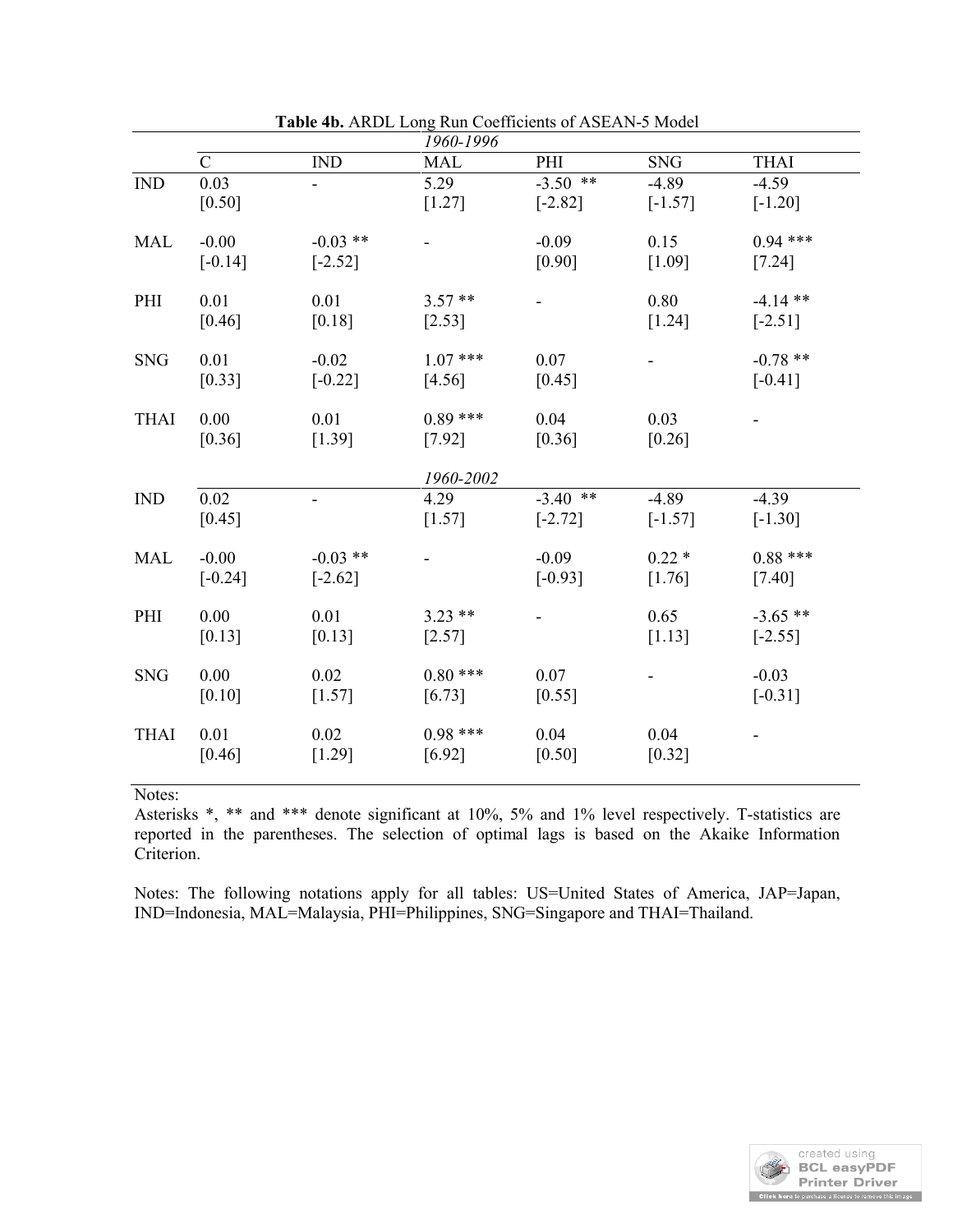**Table 4b.** ARDL Long Run Coefficients of ASEAN-5 Model

| | C | IND | MAL | PHI | SNG | THAI |
|---|---|---|---|---|---|---|
| | | | *1960-1996* | | | |
| IND | 0.03 | - | 5.29 | -3.50 ** | -4.89 | -4.59 |
| | [0.50] | | [1.27] | [-2.82] | [-1.57] | [-1.20] |
| MAL | -0.00 | -0.03 ** | - | -0.09 | 0.15 | 0.94 *** |
| | [-0.14] | [-2.52] | | [0.90] | [1.09] | [7.24] |
| PHI | 0.01 | 0.01 | 3.57 ** | - | 0.80 | -4.14 ** |
| | [0.46] | [0.18] | [2.53] | | [1.24] | [-2.51] |
| SNG | 0.01 | -0.02 | 1.07 *** | 0.07 | - | -0.78 ** |
| | [0.33] | [-0.22] | [4.56] | [0.45] | | [-0.41] |
| THAI | 0.00 | 0.01 | 0.89 *** | 0.04 | 0.03 | - |
| | [0.36] | [1.39] | [7.92] | [0.36] | [0.26] | |
| | | | *1960-2002* | | | |
| IND | 0.02 | - | 4.29 | -3.40 ** | -4.89 | -4.39 |
| | [0.45] | | [1.57] | [-2.72] | [-1.57] | [-1.30] |
| MAL | -0.00 | -0.03 ** | - | -0.09 | 0.22 * | 0.88 *** |
| | [-0.24] | [-2.62] | | [-0.93] | [1.76] | [7.40] |
| PHI | 0.00 | 0.01 | 3.23 ** | - | 0.65 | -3.65 ** |
| | [0.13] | [0.13] | [2.57] | | [1.13] | [-2.55] |
| SNG | 0.00 | 0.02 | 0.80 *** | 0.07 | - | -0.03 |
| | [0.10] | [1.57] | [6.73] | [0.55] | | [-0.31] |
| THAI | 0.01 | 0.02 | 0.98 *** | 0.04 | 0.04 | - |
| | [0.46] | [1.29] | [6.92] | [0.50] | [0.32] | |

Notes:
Asterisks *, ** and *** denote significant at 10%, 5% and 1% level respectively. T-statistics are reported in the parentheses. The selection of optimal lags is based on the Akaike Information Criterion.

Notes: The following notations apply for all tables: US=United States of America, JAP=Japan, IND=Indonesia, MAL=Malaysia, PHI=Philippines, SNG=Singapore and THAI=Thailand.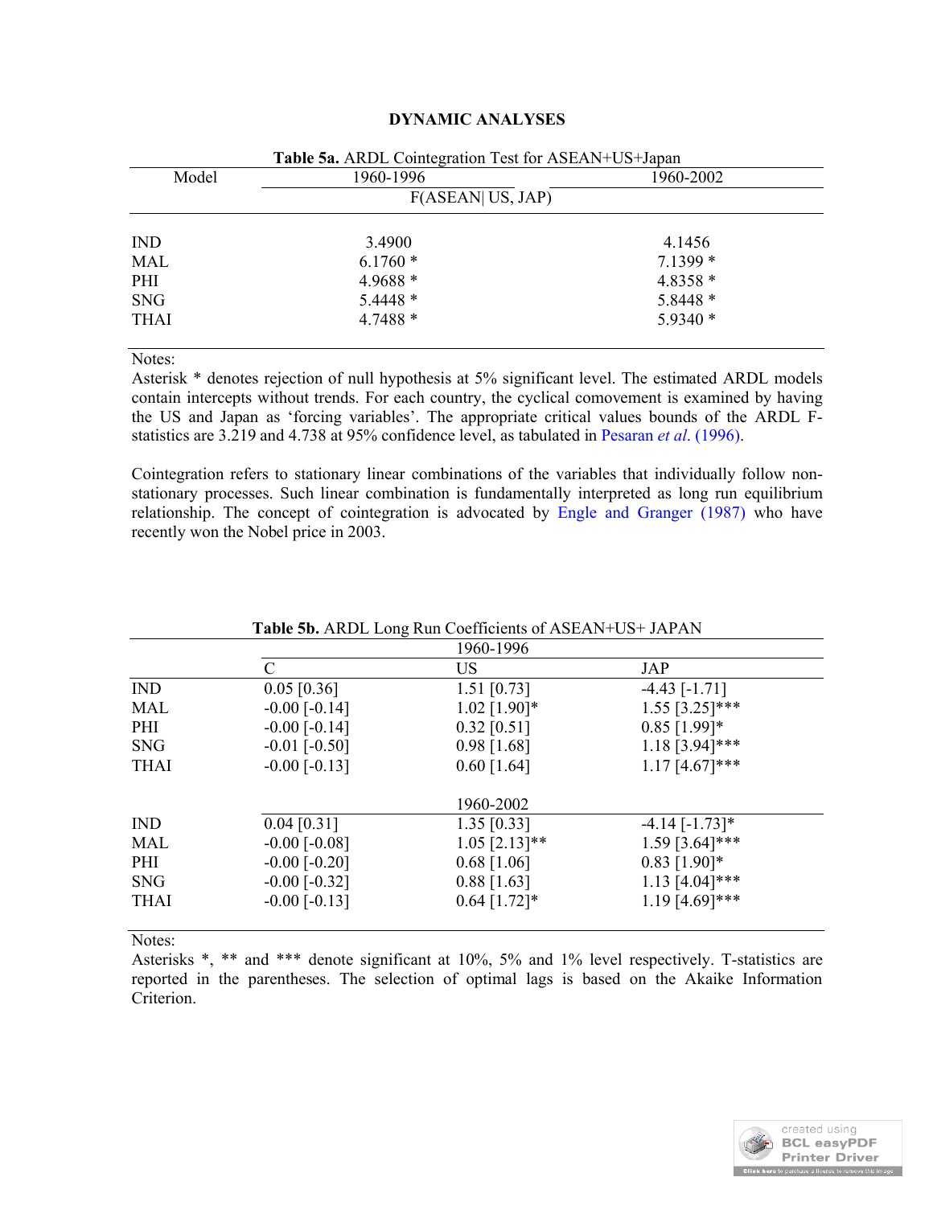## DYNAMIC ANALYSES

**Table 5a.** ARDL Cointegration Test for ASEAN+US+Japan

| Model | 1960-1996 | 1960-2002 |
|---|---|---|
| | F(ASEAN\| US, JAP) | |
| IND | 3.4900 | 4.1456 |
| MAL | 6.1760 * | 7.1399 * |
| PHI | 4.9688 * | 4.8358 * |
| SNG | 5.4448 * | 5.8448 * |
| THAI | 4.7488 * | 5.9340 * |

Notes:
Asterisk * denotes rejection of null hypothesis at 5% significant level. The estimated ARDL models contain intercepts without trends. For each country, the cyclical comovement is examined by having the US and Japan as 'forcing variables'. The appropriate critical values bounds of the ARDL F-statistics are 3.219 and 4.738 at 95% confidence level, as tabulated in Pesaran *et al*. (1996).

Cointegration refers to stationary linear combinations of the variables that individually follow non-stationary processes. Such linear combination is fundamentally interpreted as long run equilibrium relationship. The concept of cointegration is advocated by Engle and Granger (1987) who have recently won the Nobel price in 2003.

**Table 5b.** ARDL Long Run Coefficients of ASEAN+US+ JAPAN

| | | 1960-1996 | |
|---|---|---|---|
| | C | US | JAP |
| IND | 0.05 [0.36] | 1.51 [0.73] | -4.43 [-1.71] |
| MAL | -0.00 [-0.14] | 1.02 [1.90]* | 1.55 [3.25]*** |
| PHI | -0.00 [-0.14] | 0.32 [0.51] | 0.85 [1.99]* |
| SNG | -0.01 [-0.50] | 0.98 [1.68] | 1.18 [3.94]*** |
| THAI | -0.00 [-0.13] | 0.60 [1.64] | 1.17 [4.67]*** |
| | | 1960-2002 | |
| IND | 0.04 [0.31] | 1.35 [0.33] | -4.14 [-1.73]* |
| MAL | -0.00 [-0.08] | 1.05 [2.13]** | 1.59 [3.64]*** |
| PHI | -0.00 [-0.20] | 0.68 [1.06] | 0.83 [1.90]* |
| SNG | -0.00 [-0.32] | 0.88 [1.63] | 1.13 [4.04]*** |
| THAI | -0.00 [-0.13] | 0.64 [1.72]* | 1.19 [4.69]*** |

Notes:
Asterisks *, ** and *** denote significant at 10%, 5% and 1% level respectively. T-statistics are reported in the parentheses. The selection of optimal lags is based on the Akaike Information Criterion.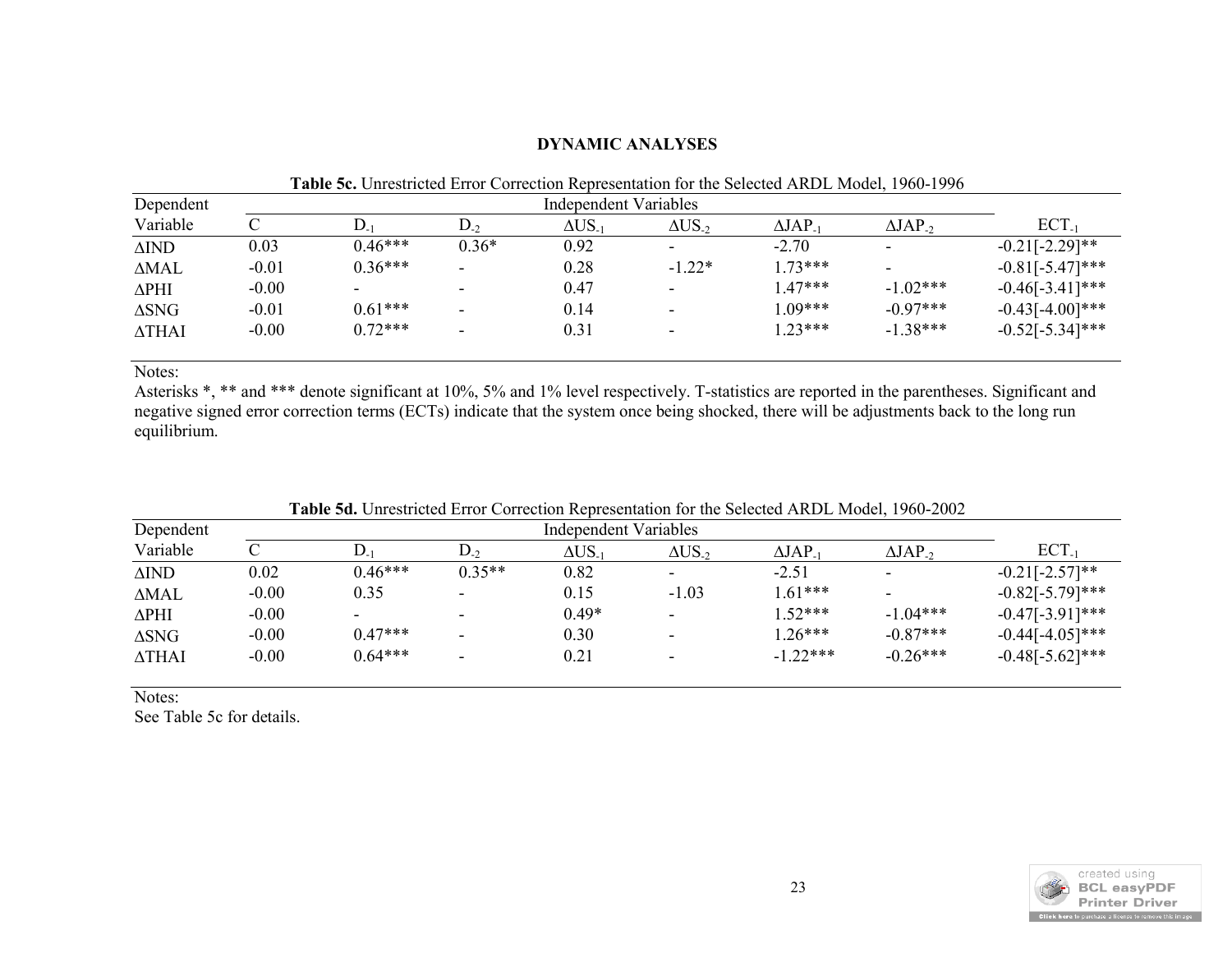## DYNAMIC ANALYSES

**Table 5c.** Unrestricted Error Correction Representation for the Selected ARDL Model, 1960-1996

| Dependent Variable | Independent Variables | | | | | | | |
|---|---|---|---|---|---|---|---|---|
| | C | $D_{-1}$ | $D_{-2}$ | $\Delta US_{-1}$ | $\Delta US_{-2}$ | $\Delta JAP_{-1}$ | $\Delta JAP_{-2}$ | $ECT_{-1}$ |
| ΔIND | 0.03 | 0.46*** | 0.36* | 0.92 | - | -2.70 | - | -0.21[-2.29]** |
| ΔMAL | -0.01 | 0.36*** | - | 0.28 | -1.22* | 1.73*** | - | -0.81[-5.47]*** |
| ΔPHI | -0.00 | - | - | 0.47 | - | 1.47*** | -1.02*** | -0.46[-3.41]*** |
| ΔSNG | -0.01 | 0.61*** | - | 0.14 | - | 1.09*** | -0.97*** | -0.43[-4.00]*** |
| ΔTHAI | -0.00 | 0.72*** | - | 0.31 | - | 1.23*** | -1.38*** | -0.52[-5.34]*** |

Notes:
Asterisks *, ** and *** denote significant at 10%, 5% and 1% level respectively. T-statistics are reported in the parentheses. Significant and negative signed error correction terms (ECTs) indicate that the system once being shocked, there will be adjustments back to the long run equilibrium.

**Table 5d.** Unrestricted Error Correction Representation for the Selected ARDL Model, 1960-2002

| Dependent Variable | Independent Variables | | | | | | | |
|---|---|---|---|---|---|---|---|---|
| | C | $D_{-1}$ | $D_{-2}$ | $\Delta US_{-1}$ | $\Delta US_{-2}$ | $\Delta JAP_{-1}$ | $\Delta JAP_{-2}$ | $ECT_{-1}$ |
| ΔIND | 0.02 | 0.46*** | 0.35** | 0.82 | - | -2.51 | - | -0.21[-2.57]** |
| ΔMAL | -0.00 | 0.35 | - | 0.15 | -1.03 | 1.61*** | - | -0.82[-5.79]*** |
| ΔPHI | -0.00 | - | - | 0.49* | - | 1.52*** | -1.04*** | -0.47[-3.91]*** |
| ΔSNG | -0.00 | 0.47*** | - | 0.30 | - | 1.26*** | -0.87*** | -0.44[-4.05]*** |
| ΔTHAI | -0.00 | 0.64*** | - | 0.21 | - | -1.22*** | -0.26*** | -0.48[-5.62]*** |

Notes:
See Table 5c for details.